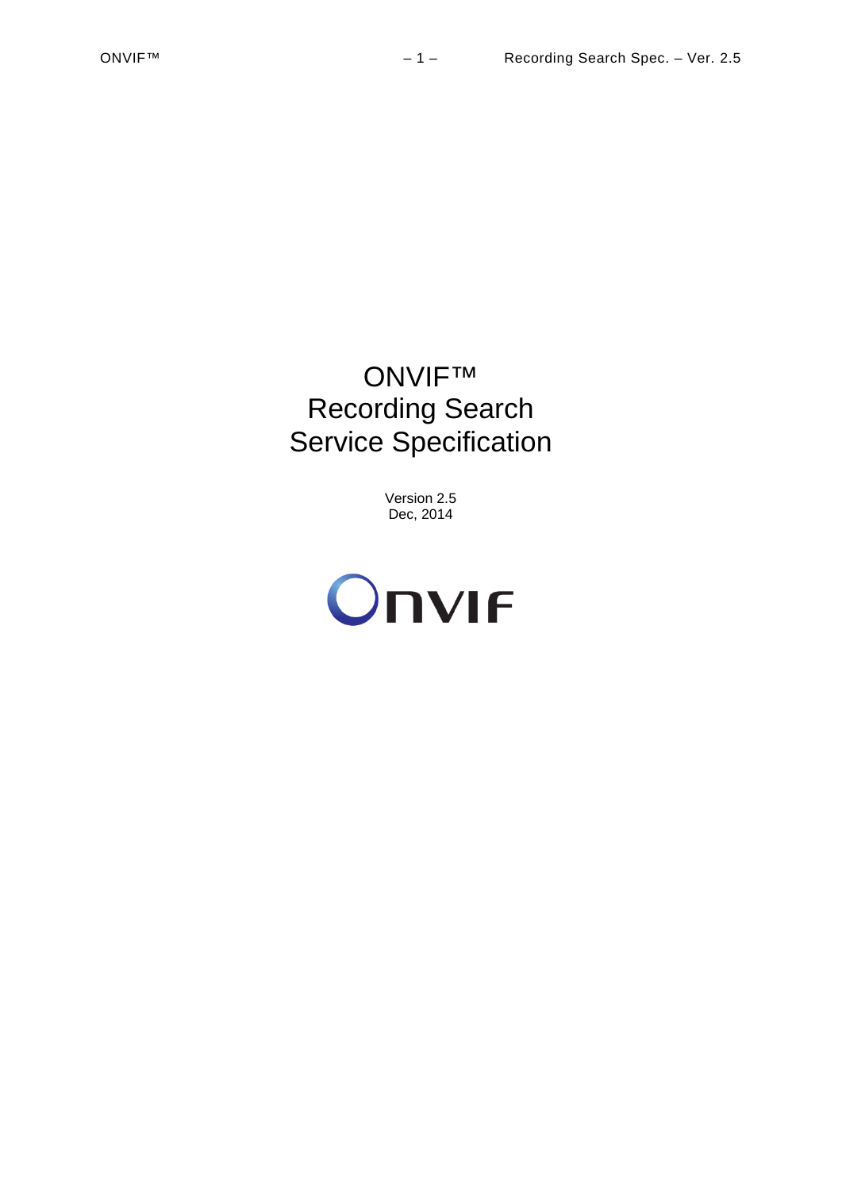# ONVIF™ Recording Search Service Specification

Version 2.5
Dec, 2014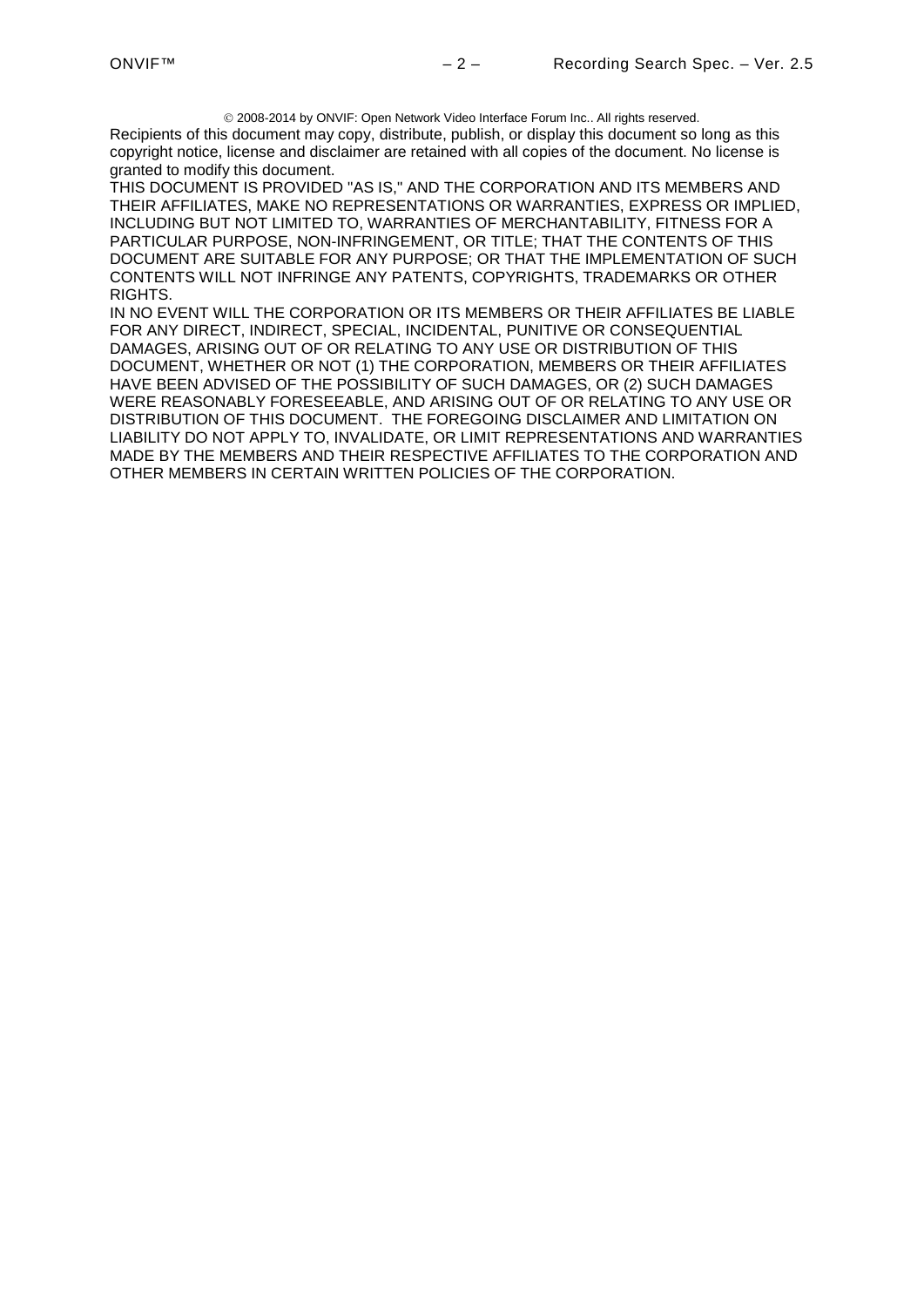© 2008-2014 by ONVIF: Open Network Video Interface Forum Inc.. All rights reserved.

Recipients of this document may copy, distribute, publish, or display this document so long as this copyright notice, license and disclaimer are retained with all copies of the document. No license is granted to modify this document.

THIS DOCUMENT IS PROVIDED "AS IS," AND THE CORPORATION AND ITS MEMBERS AND THEIR AFFILIATES, MAKE NO REPRESENTATIONS OR WARRANTIES, EXPRESS OR IMPLIED, INCLUDING BUT NOT LIMITED TO, WARRANTIES OF MERCHANTABILITY, FITNESS FOR A PARTICULAR PURPOSE, NON-INFRINGEMENT, OR TITLE; THAT THE CONTENTS OF THIS DOCUMENT ARE SUITABLE FOR ANY PURPOSE; OR THAT THE IMPLEMENTATION OF SUCH CONTENTS WILL NOT INFRINGE ANY PATENTS, COPYRIGHTS, TRADEMARKS OR OTHER RIGHTS.

IN NO EVENT WILL THE CORPORATION OR ITS MEMBERS OR THEIR AFFILIATES BE LIABLE FOR ANY DIRECT, INDIRECT, SPECIAL, INCIDENTAL, PUNITIVE OR CONSEQUENTIAL DAMAGES, ARISING OUT OF OR RELATING TO ANY USE OR DISTRIBUTION OF THIS DOCUMENT, WHETHER OR NOT (1) THE CORPORATION, MEMBERS OR THEIR AFFILIATES HAVE BEEN ADVISED OF THE POSSIBILITY OF SUCH DAMAGES, OR (2) SUCH DAMAGES WERE REASONABLY FORESEEABLE, AND ARISING OUT OF OR RELATING TO ANY USE OR DISTRIBUTION OF THIS DOCUMENT. THE FOREGOING DISCLAIMER AND LIMITATION ON LIABILITY DO NOT APPLY TO, INVALIDATE, OR LIMIT REPRESENTATIONS AND WARRANTIES MADE BY THE MEMBERS AND THEIR RESPECTIVE AFFILIATES TO THE CORPORATION AND OTHER MEMBERS IN CERTAIN WRITTEN POLICIES OF THE CORPORATION.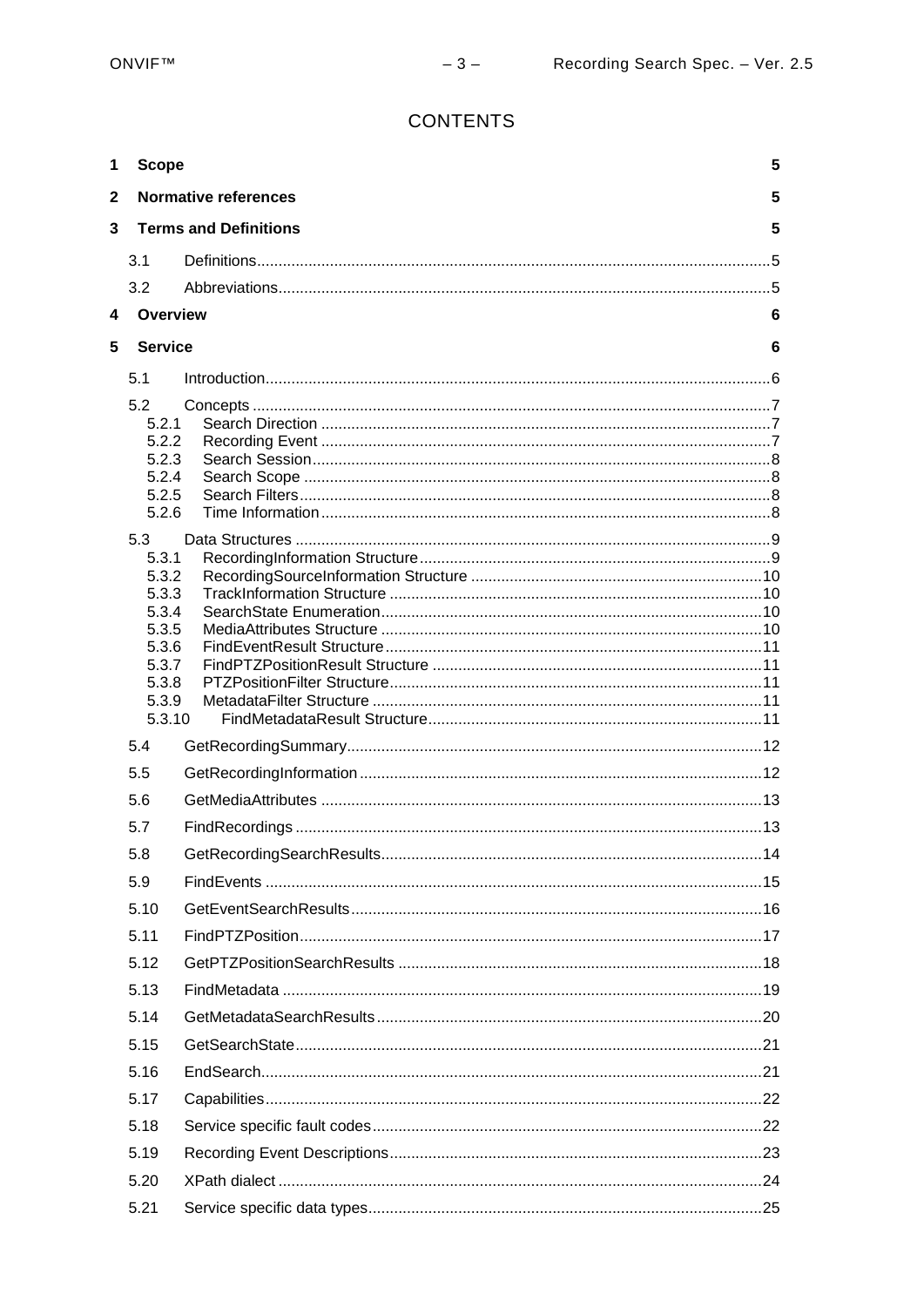# CONTENTS

1 Scope 5

2 Normative references 5

3 Terms and Definitions 5

- 3.1 Definitions 5
- 3.2 Abbreviations 5

4 Overview 6

5 Service 6

- 5.1 Introduction 6
- 5.2 Concepts 7
  - 5.2.1 Search Direction 7
  - 5.2.2 Recording Event 7
  - 5.2.3 Search Session 8
  - 5.2.4 Search Scope 8
  - 5.2.5 Search Filters 8
  - 5.2.6 Time Information 8
- 5.3 Data Structures 9
  - 5.3.1 RecordingInformation Structure 9
  - 5.3.2 RecordingSourceInformation Structure 10
  - 5.3.3 TrackInformation Structure 10
  - 5.3.4 SearchState Enumeration 10
  - 5.3.5 MediaAttributes Structure 10
  - 5.3.6 FindEventResult Structure 11
  - 5.3.7 FindPTZPositionResult Structure 11
  - 5.3.8 PTZPositionFilter Structure 11
  - 5.3.9 MetadataFilter Structure 11
  - 5.3.10 FindMetadataResult Structure 11
- 5.4 GetRecordingSummary 12
- 5.5 GetRecordingInformation 12
- 5.6 GetMediaAttributes 13
- 5.7 FindRecordings 13
- 5.8 GetRecordingSearchResults 14
- 5.9 FindEvents 15
- 5.10 GetEventSearchResults 16
- 5.11 FindPTZPosition 17
- 5.12 GetPTZPositionSearchResults 18
- 5.13 FindMetadata 19
- 5.14 GetMetadataSearchResults 20
- 5.15 GetSearchState 21
- 5.16 EndSearch 21
- 5.17 Capabilities 22
- 5.18 Service specific fault codes 22
- 5.19 Recording Event Descriptions 23
- 5.20 XPath dialect 24
- 5.21 Service specific data types 25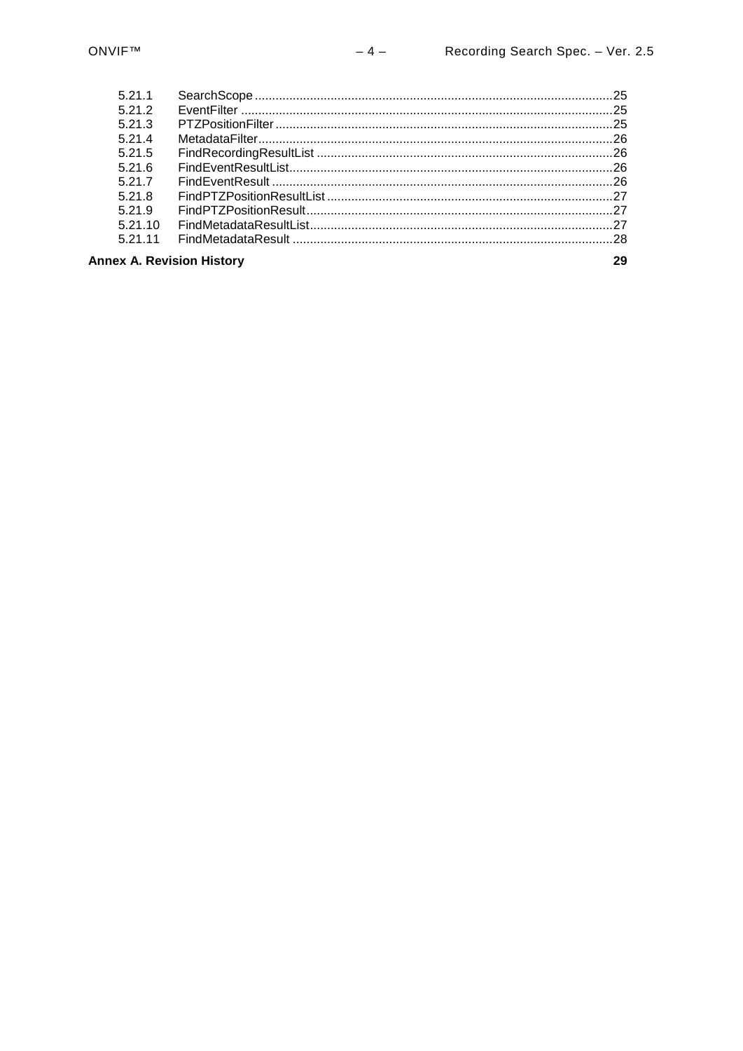5.21.1 SearchScope ........................................................................................................ 25
5.21.2 EventFilter ........................................................................................................... 25
5.21.3 PTZPositionFilter ................................................................................................. 25
5.21.4 MetadataFilter ...................................................................................................... 26
5.21.5 FindRecordingResultList ...................................................................................... 26
5.21.6 FindEventResultList .............................................................................................. 26
5.21.7 FindEventResult ................................................................................................... 26
5.21.8 FindPTZPositionResultList ................................................................................... 27
5.21.9 FindPTZPositionResult ......................................................................................... 27
5.21.10 FindMetadataResultList ........................................................................................ 27
5.21.11 FindMetadataResult ............................................................................................. 28

**Annex A. Revision History 29**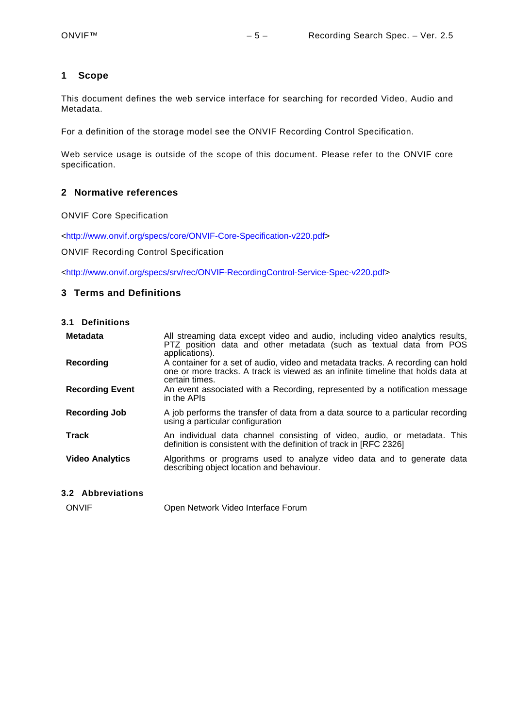# 1 Scope

This document defines the web service interface for searching for recorded Video, Audio and Metadata.

For a definition of the storage model see the ONVIF Recording Control Specification.

Web service usage is outside of the scope of this document. Please refer to the ONVIF core specification.

# 2 Normative references

ONVIF Core Specification

<http://www.onvif.org/specs/core/ONVIF-Core-Specification-v220.pdf>

ONVIF Recording Control Specification

<http://www.onvif.org/specs/srv/rec/ONVIF-RecordingControl-Service-Spec-v220.pdf>

# 3 Terms and Definitions

## 3.1 Definitions

| | |
|---|---|
| **Metadata** | All streaming data except video and audio, including video analytics results, PTZ position data and other metadata (such as textual data from POS applications). |
| **Recording** | A container for a set of audio, video and metadata tracks. A recording can hold one or more tracks. A track is viewed as an infinite timeline that holds data at certain times. |
| **Recording Event** | An event associated with a Recording, represented by a notification message in the APIs |
| **Recording Job** | A job performs the transfer of data from a data source to a particular recording using a particular configuration |
| **Track** | An individual data channel consisting of video, audio, or metadata. This definition is consistent with the definition of track in [RFC 2326] |
| **Video Analytics** | Algorithms or programs used to analyze video data and to generate data describing object location and behaviour. |

## 3.2 Abbreviations

| | |
|---|---|
| ONVIF | Open Network Video Interface Forum |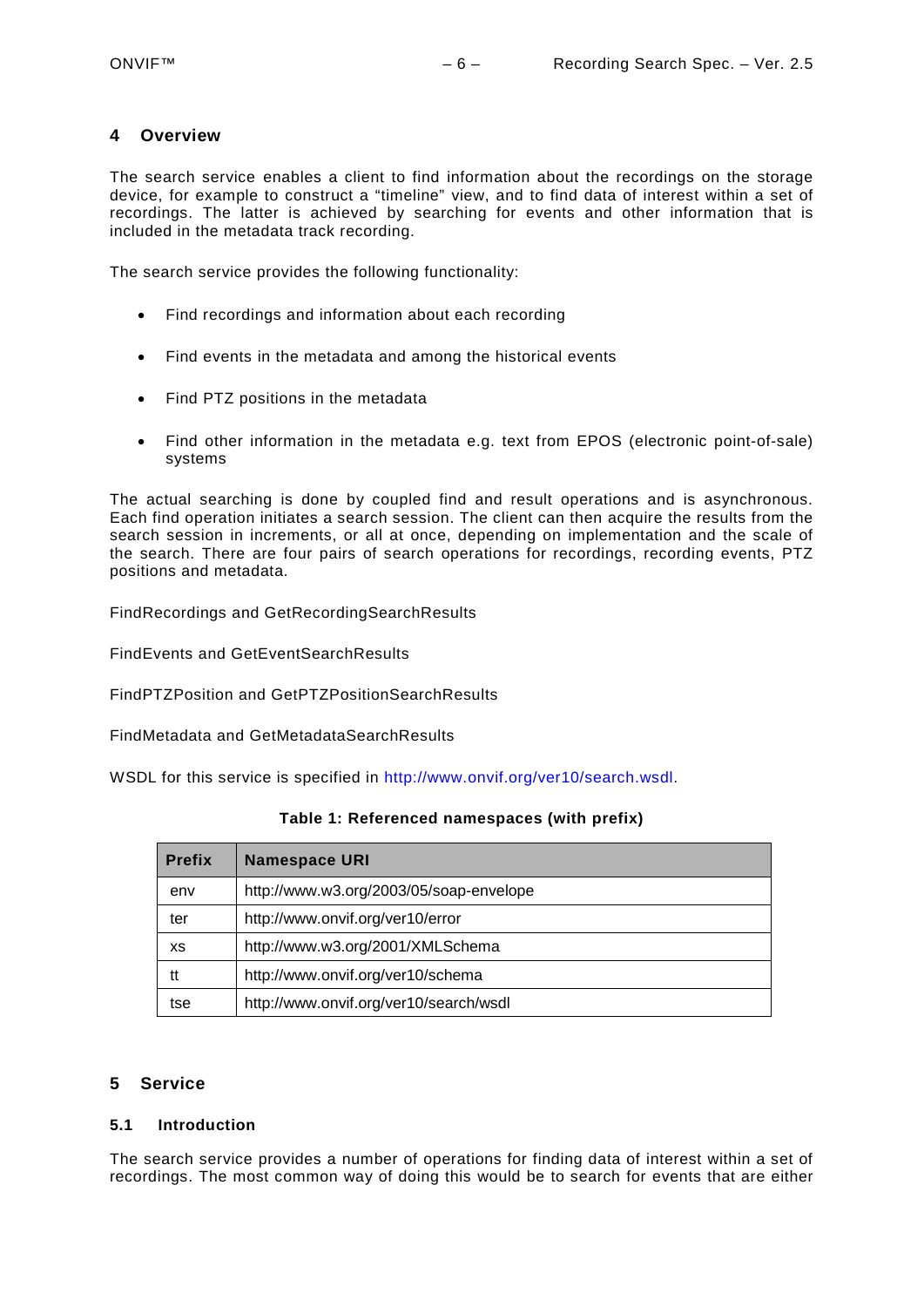# 4 Overview

The search service enables a client to find information about the recordings on the storage device, for example to construct a "timeline" view, and to find data of interest within a set of recordings. The latter is achieved by searching for events and other information that is included in the metadata track recording.

The search service provides the following functionality:

- Find recordings and information about each recording
- Find events in the metadata and among the historical events
- Find PTZ positions in the metadata
- Find other information in the metadata e.g. text from EPOS (electronic point-of-sale) systems

The actual searching is done by coupled find and result operations and is asynchronous. Each find operation initiates a search session. The client can then acquire the results from the search session in increments, or all at once, depending on implementation and the scale of the search. There are four pairs of search operations for recordings, recording events, PTZ positions and metadata.

FindRecordings and GetRecordingSearchResults

FindEvents and GetEventSearchResults

FindPTZPosition and GetPTZPositionSearchResults

FindMetadata and GetMetadataSearchResults

WSDL for this service is specified in http://www.onvif.org/ver10/search.wsdl.

**Table 1: Referenced namespaces (with prefix)**

| Prefix | Namespace URI |
|---|---|
| env | http://www.w3.org/2003/05/soap-envelope |
| ter | http://www.onvif.org/ver10/error |
| xs | http://www.w3.org/2001/XMLSchema |
| tt | http://www.onvif.org/ver10/schema |
| tse | http://www.onvif.org/ver10/search/wsdl |

# 5 Service

## 5.1 Introduction

The search service provides a number of operations for finding data of interest within a set of recordings. The most common way of doing this would be to search for events that are either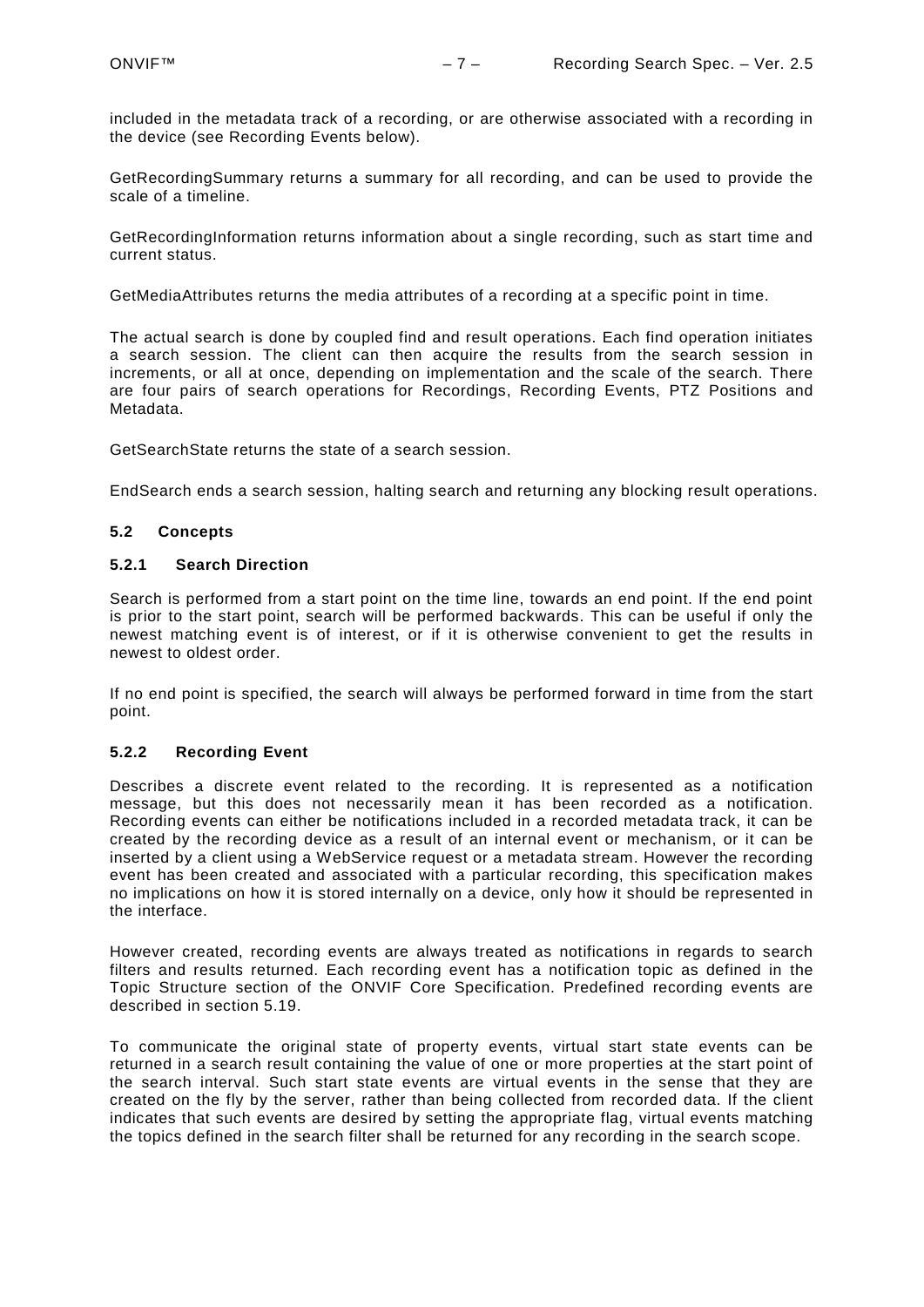included in the metadata track of a recording, or are otherwise associated with a recording in the device (see Recording Events below).

GetRecordingSummary returns a summary for all recording, and can be used to provide the scale of a timeline.

GetRecordingInformation returns information about a single recording, such as start time and current status.

GetMediaAttributes returns the media attributes of a recording at a specific point in time.

The actual search is done by coupled find and result operations. Each find operation initiates a search session. The client can then acquire the results from the search session in increments, or all at once, depending on implementation and the scale of the search. There are four pairs of search operations for Recordings, Recording Events, PTZ Positions and Metadata.

GetSearchState returns the state of a search session.

EndSearch ends a search session, halting search and returning any blocking result operations.

## 5.2 Concepts

### 5.2.1 Search Direction

Search is performed from a start point on the time line, towards an end point. If the end point is prior to the start point, search will be performed backwards. This can be useful if only the newest matching event is of interest, or if it is otherwise convenient to get the results in newest to oldest order.

If no end point is specified, the search will always be performed forward in time from the start point.

### 5.2.2 Recording Event

Describes a discrete event related to the recording. It is represented as a notification message, but this does not necessarily mean it has been recorded as a notification. Recording events can either be notifications included in a recorded metadata track, it can be created by the recording device as a result of an internal event or mechanism, or it can be inserted by a client using a WebService request or a metadata stream. However the recording event has been created and associated with a particular recording, this specification makes no implications on how it is stored internally on a device, only how it should be represented in the interface.

However created, recording events are always treated as notifications in regards to search filters and results returned. Each recording event has a notification topic as defined in the Topic Structure section of the ONVIF Core Specification. Predefined recording events are described in section 5.19.

To communicate the original state of property events, virtual start state events can be returned in a search result containing the value of one or more properties at the start point of the search interval. Such start state events are virtual events in the sense that they are created on the fly by the server, rather than being collected from recorded data. If the client indicates that such events are desired by setting the appropriate flag, virtual events matching the topics defined in the search filter shall be returned for any recording in the search scope.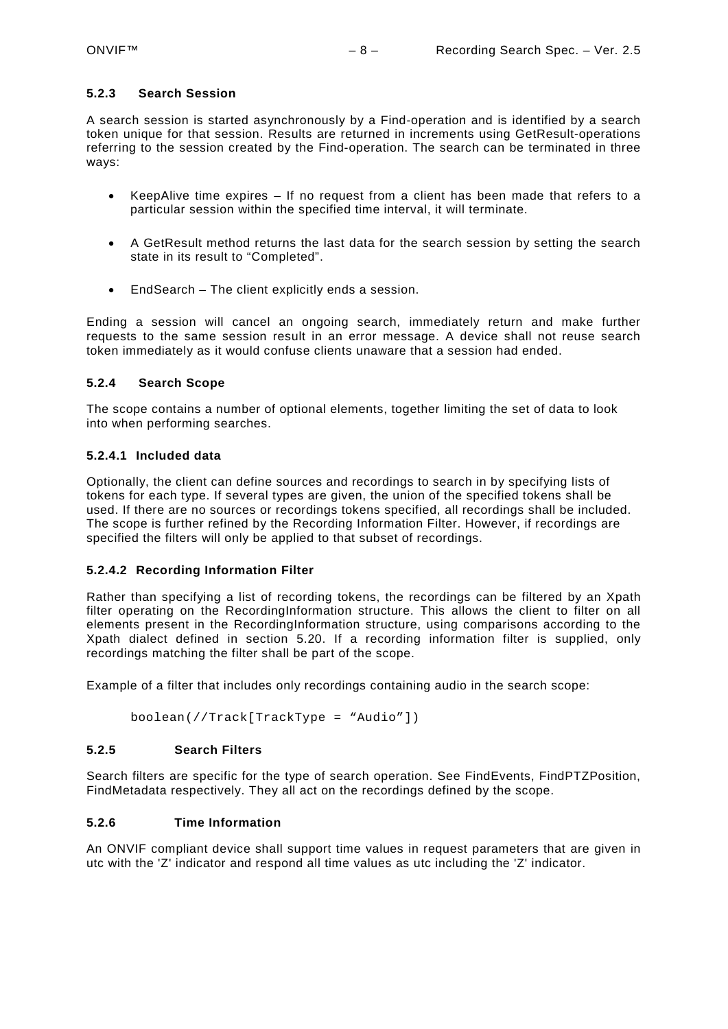### 5.2.3 Search Session

A search session is started asynchronously by a Find-operation and is identified by a search token unique for that session. Results are returned in increments using GetResult-operations referring to the session created by the Find-operation. The search can be terminated in three ways:

- KeepAlive time expires – If no request from a client has been made that refers to a particular session within the specified time interval, it will terminate.
- A GetResult method returns the last data for the search session by setting the search state in its result to "Completed".
- EndSearch – The client explicitly ends a session.

Ending a session will cancel an ongoing search, immediately return and make further requests to the same session result in an error message. A device shall not reuse search token immediately as it would confuse clients unaware that a session had ended.

### 5.2.4 Search Scope

The scope contains a number of optional elements, together limiting the set of data to look into when performing searches.

#### 5.2.4.1 Included data

Optionally, the client can define sources and recordings to search in by specifying lists of tokens for each type. If several types are given, the union of the specified tokens shall be used. If there are no sources or recordings tokens specified, all recordings shall be included. The scope is further refined by the Recording Information Filter. However, if recordings are specified the filters will only be applied to that subset of recordings.

#### 5.2.4.2 Recording Information Filter

Rather than specifying a list of recording tokens, the recordings can be filtered by an Xpath filter operating on the RecordingInformation structure. This allows the client to filter on all elements present in the RecordingInformation structure, using comparisons according to the Xpath dialect defined in section 5.20. If a recording information filter is supplied, only recordings matching the filter shall be part of the scope.

Example of a filter that includes only recordings containing audio in the search scope:

```
boolean(//Track[TrackType = "Audio"])
```

### 5.2.5 Search Filters

Search filters are specific for the type of search operation. See FindEvents, FindPTZPosition, FindMetadata respectively. They all act on the recordings defined by the scope.

### 5.2.6 Time Information

An ONVIF compliant device shall support time values in request parameters that are given in utc with the 'Z' indicator and respond all time values as utc including the 'Z' indicator.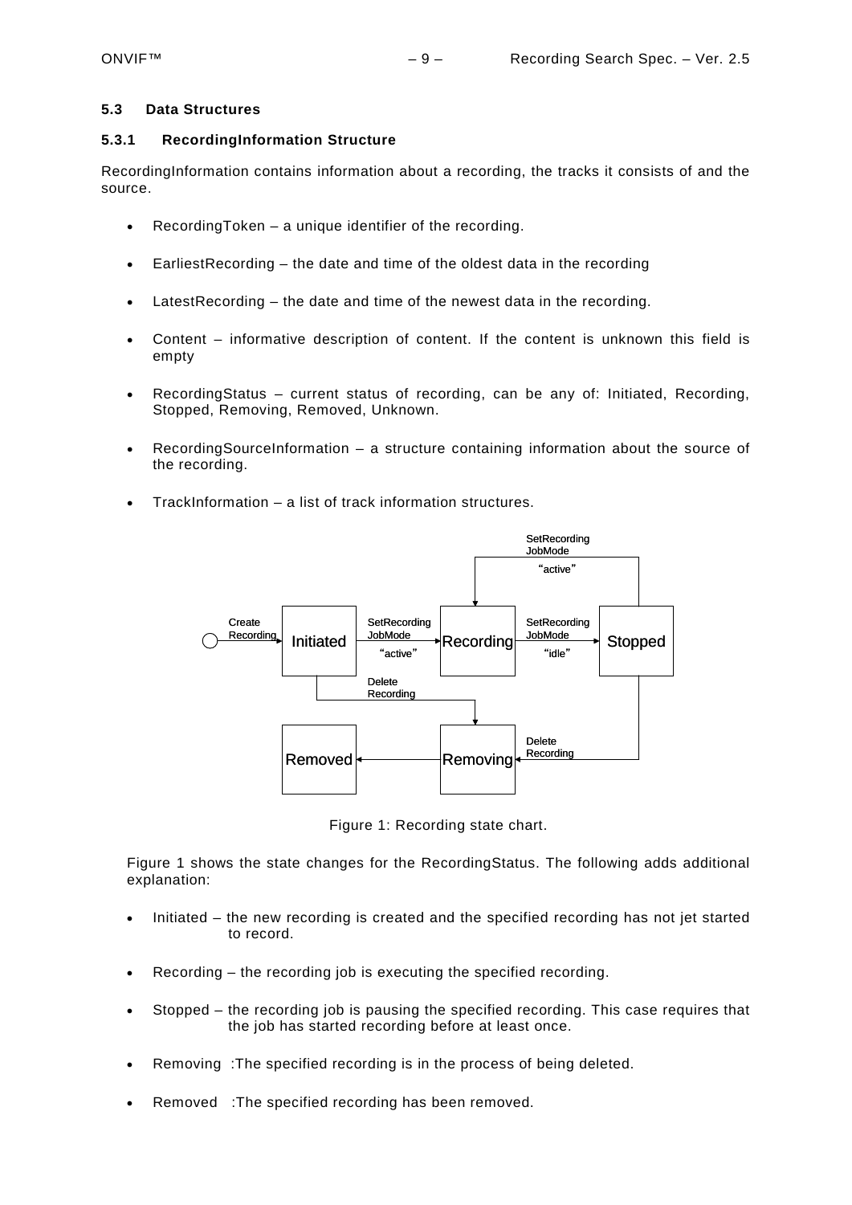### 5.3 Data Structures

#### 5.3.1 RecordingInformation Structure

RecordingInformation contains information about a recording, the tracks it consists of and the source.

- RecordingToken – a unique identifier of the recording.
- EarliestRecording – the date and time of the oldest data in the recording
- LatestRecording – the date and time of the newest data in the recording.
- Content – informative description of content. If the content is unknown this field is empty
- RecordingStatus – current status of recording, can be any of: Initiated, Recording, Stopped, Removing, Removed, Unknown.
- RecordingSourceInformation – a structure containing information about the source of the recording.
- TrackInformation – a list of track information structures.

Figure 1: Recording state chart.

Figure 1 shows the state changes for the RecordingStatus. The following adds additional explanation:

- Initiated – the new recording is created and the specified recording has not jet started to record.
- Recording – the recording job is executing the specified recording.
- Stopped – the recording job is pausing the specified recording. This case requires that the job has started recording before at least once.
- Removing :The specified recording is in the process of being deleted.
- Removed :The specified recording has been removed.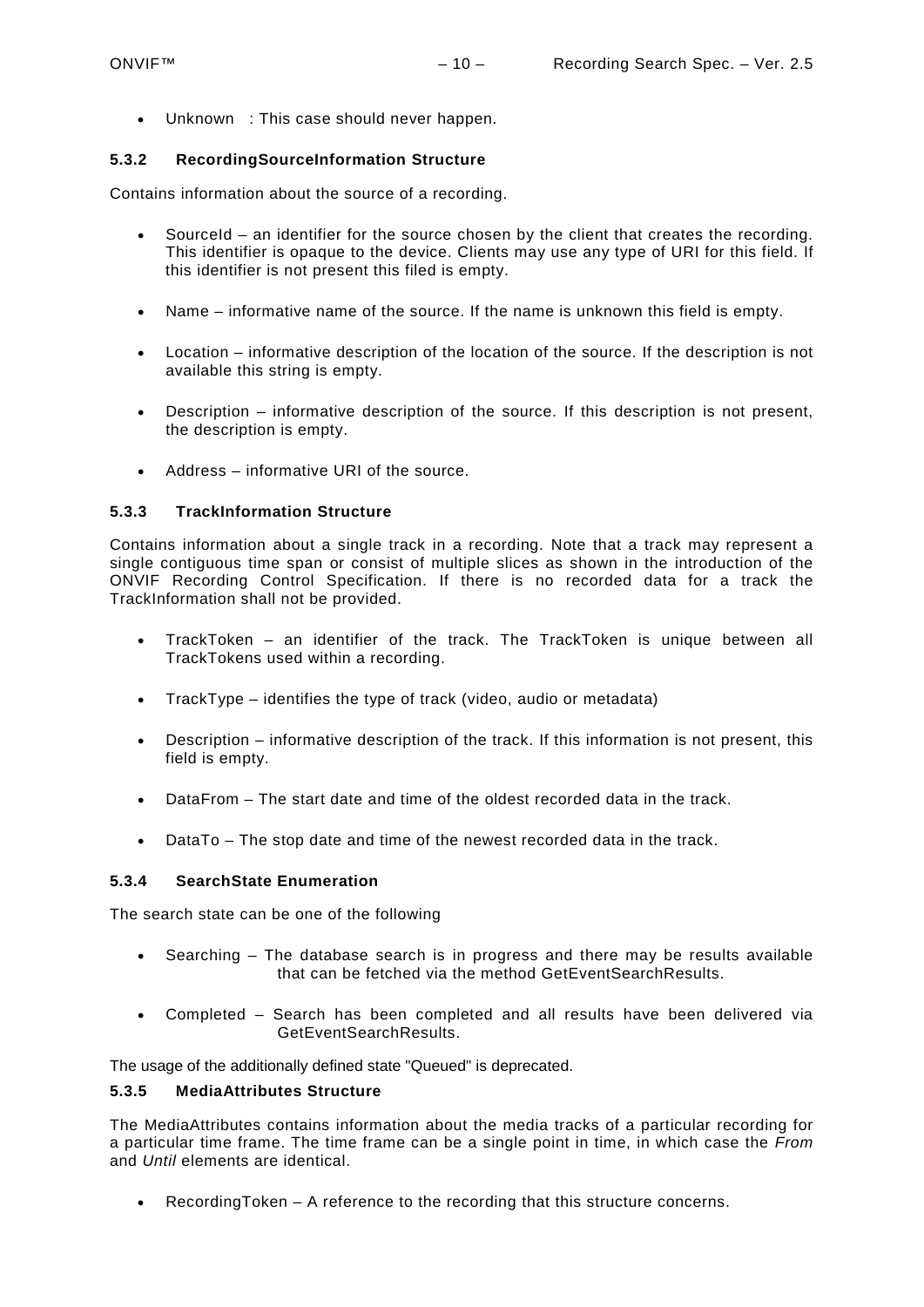- Unknown : This case should never happen.

### 5.3.2 RecordingSourceInformation Structure

Contains information about the source of a recording.

- SourceId – an identifier for the source chosen by the client that creates the recording. This identifier is opaque to the device. Clients may use any type of URI for this field. If this identifier is not present this filed is empty.

- Name – informative name of the source. If the name is unknown this field is empty.

- Location – informative description of the location of the source. If the description is not available this string is empty.

- Description – informative description of the source. If this description is not present, the description is empty.

- Address – informative URI of the source.

### 5.3.3 TrackInformation Structure

Contains information about a single track in a recording. Note that a track may represent a single contiguous time span or consist of multiple slices as shown in the introduction of the ONVIF Recording Control Specification. If there is no recorded data for a track the TrackInformation shall not be provided.

- TrackToken – an identifier of the track. The TrackToken is unique between all TrackTokens used within a recording.

- TrackType – identifies the type of track (video, audio or metadata)

- Description – informative description of the track. If this information is not present, this field is empty.

- DataFrom – The start date and time of the oldest recorded data in the track.

- DataTo – The stop date and time of the newest recorded data in the track.

### 5.3.4 SearchState Enumeration

The search state can be one of the following

- Searching – The database search is in progress and there may be results available that can be fetched via the method GetEventSearchResults.

- Completed – Search has been completed and all results have been delivered via GetEventSearchResults.

The usage of the additionally defined state "Queued" is deprecated.

### 5.3.5 MediaAttributes Structure

The MediaAttributes contains information about the media tracks of a particular recording for a particular time frame. The time frame can be a single point in time, in which case the *From* and *Until* elements are identical.

- RecordingToken – A reference to the recording that this structure concerns.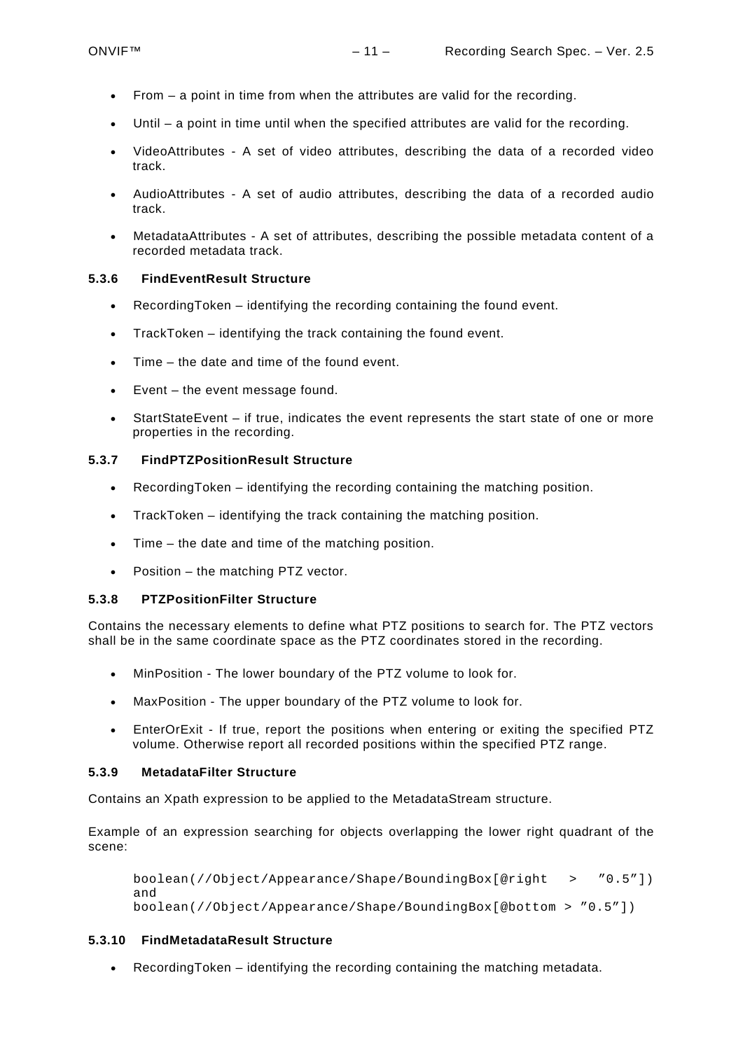- From – a point in time from when the attributes are valid for the recording.
- Until – a point in time until when the specified attributes are valid for the recording.
- VideoAttributes - A set of video attributes, describing the data of a recorded video track.
- AudioAttributes - A set of audio attributes, describing the data of a recorded audio track.
- MetadataAttributes - A set of attributes, describing the possible metadata content of a recorded metadata track.

### 5.3.6 FindEventResult Structure

- RecordingToken – identifying the recording containing the found event.
- TrackToken – identifying the track containing the found event.
- Time – the date and time of the found event.
- Event – the event message found.
- StartStateEvent – if true, indicates the event represents the start state of one or more properties in the recording.

### 5.3.7 FindPTZPositionResult Structure

- RecordingToken – identifying the recording containing the matching position.
- TrackToken – identifying the track containing the matching position.
- Time – the date and time of the matching position.
- Position – the matching PTZ vector.

### 5.3.8 PTZPositionFilter Structure

Contains the necessary elements to define what PTZ positions to search for. The PTZ vectors shall be in the same coordinate space as the PTZ coordinates stored in the recording.

- MinPosition - The lower boundary of the PTZ volume to look for.
- MaxPosition - The upper boundary of the PTZ volume to look for.
- EnterOrExit - If true, report the positions when entering or exiting the specified PTZ volume. Otherwise report all recorded positions within the specified PTZ range.

### 5.3.9 MetadataFilter Structure

Contains an Xpath expression to be applied to the MetadataStream structure.

Example of an expression searching for objects overlapping the lower right quadrant of the scene:

```
boolean(//Object/Appearance/Shape/BoundingBox[@right  >  ″0.5″])
and
boolean(//Object/Appearance/Shape/BoundingBox[@bottom > ″0.5″])
```

### 5.3.10 FindMetadataResult Structure

- RecordingToken – identifying the recording containing the matching metadata.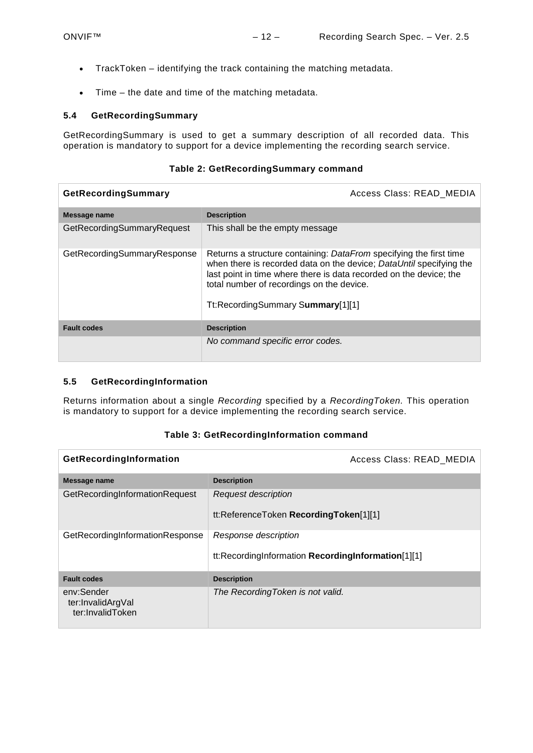- TrackToken – identifying the track containing the matching metadata.
- Time – the date and time of the matching metadata.

### 5.4 GetRecordingSummary

GetRecordingSummary is used to get a summary description of all recorded data. This operation is mandatory to support for a device implementing the recording search service.

**Table 2: GetRecordingSummary command**

| **GetRecordingSummary** | Access Class: READ_MEDIA |
|---|---|
| **Message name** | **Description** |
| GetRecordingSummaryRequest | This shall be the empty message |
| GetRecordingSummaryResponse | Returns a structure containing: *DataFrom* specifying the first time when there is recorded data on the device; *DataUntil* specifying the last point in time where there is data recorded on the device; the total number of recordings on the device.<br><br>Tt:RecordingSummary S**ummary**[1][1] |
| **Fault codes** | **Description** |
| | *No command specific error codes.* |

### 5.5 GetRecordingInformation

Returns information about a single *Recording* specified by a *RecordingToken.* This operation is mandatory to support for a device implementing the recording search service.

**Table 3: GetRecordingInformation command**

| **GetRecordingInformation** | Access Class: READ_MEDIA |
|---|---|
| **Message name** | **Description** |
| GetRecordingInformationRequest | *Request description*<br><br>tt:ReferenceToken **RecordingToken**[1][1] |
| GetRecordingInformationResponse | *Response description*<br><br>tt:RecordingInformation **RecordingInformation**[1][1] |
| **Fault codes** | **Description** |
| env:Sender<br>ter:InvalidArgVal<br>ter:InvalidToken | *The RecordingToken is not valid.* |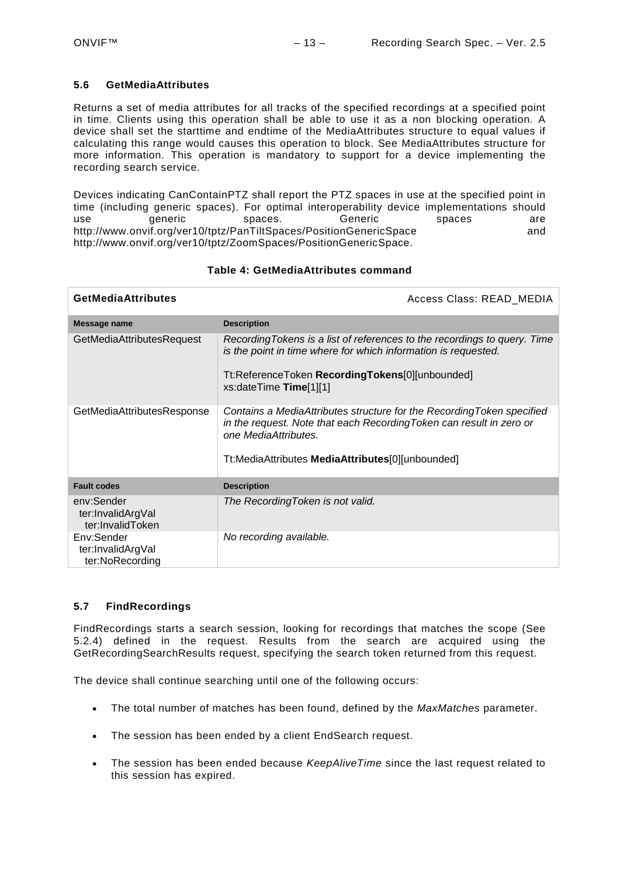### 5.6 GetMediaAttributes

Returns a set of media attributes for all tracks of the specified recordings at a specified point in time. Clients using this operation shall be able to use it as a non blocking operation. A device shall set the starttime and endtime of the MediaAttributes structure to equal values if calculating this range would causes this operation to block. See MediaAttributes structure for more information. This operation is mandatory to support for a device implementing the recording search service.

Devices indicating CanContainPTZ shall report the PTZ spaces in use at the specified point in time (including generic spaces). For optimal interoperability device implementations should use generic spaces. Generic spaces are http://www.onvif.org/ver10/tptz/PanTiltSpaces/PositionGenericSpace and http://www.onvif.org/ver10/tptz/ZoomSpaces/PositionGenericSpace.

**Table 4: GetMediaAttributes command**

| **GetMediaAttributes** | Access Class: READ_MEDIA |
|---|---|
| **Message name** | **Description** |
| GetMediaAttributesRequest | *RecordingTokens is a list of references to the recordings to query. Time is the point in time where for which information is requested.*<br><br>Tt:ReferenceToken **RecordingTokens**[0][unbounded]<br>xs:dateTime **Time**[1][1] |
| GetMediaAttributesResponse | *Contains a MediaAttributes structure for the RecordingToken specified in the request. Note that each RecordingToken can result in zero or one MediaAttributes.*<br><br>Tt:MediaAttributes **MediaAttributes**[0][unbounded] |
| **Fault codes** | **Description** |
| env:Sender<br>ter:InvalidArgVal<br>ter:InvalidToken | *The RecordingToken is not valid.* |
| Env:Sender<br>ter:InvalidArgVal<br>ter:NoRecording | *No recording available.* |

### 5.7 FindRecordings

FindRecordings starts a search session, looking for recordings that matches the scope (See 5.2.4) defined in the request. Results from the search are acquired using the GetRecordingSearchResults request, specifying the search token returned from this request.

The device shall continue searching until one of the following occurs:

- The total number of matches has been found, defined by the *MaxMatches* parameter.
- The session has been ended by a client EndSearch request.
- The session has been ended because *KeepAliveTime* since the last request related to this session has expired.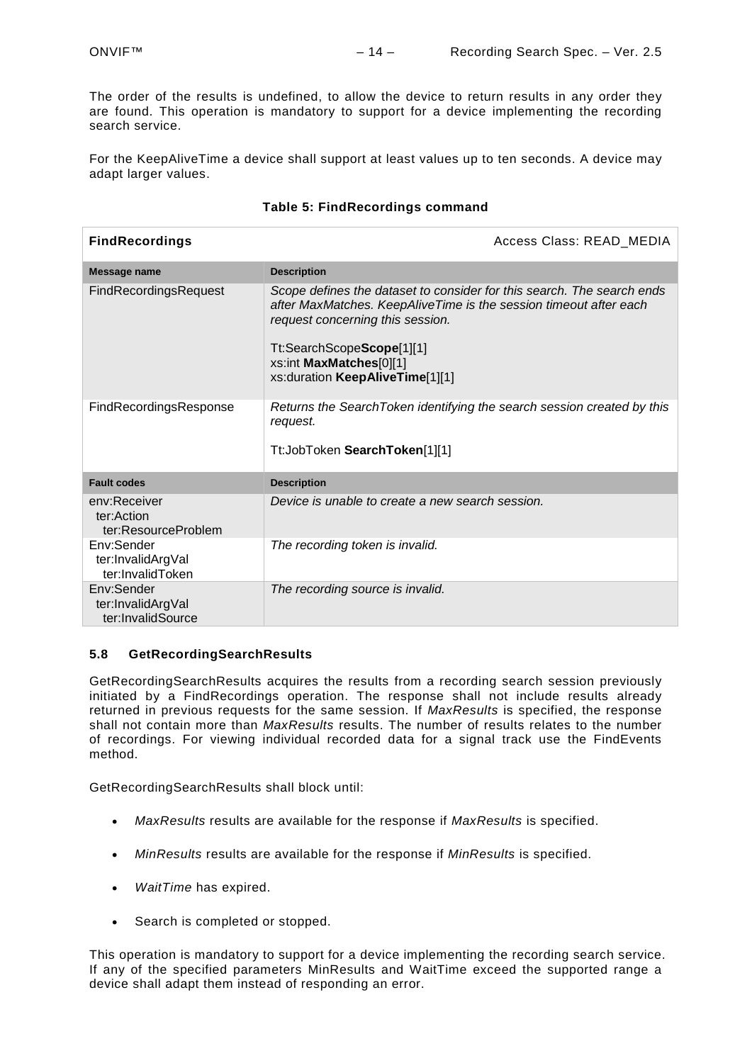The order of the results is undefined, to allow the device to return results in any order they are found. This operation is mandatory to support for a device implementing the recording search service.

For the KeepAliveTime a device shall support at least values up to ten seconds. A device may adapt larger values.

**Table 5: FindRecordings command**

| **FindRecordings** | Access Class: READ_MEDIA |
|---|---|
| **Message name** | **Description** |
| FindRecordingsRequest | *Scope defines the dataset to consider for this search. The search ends after MaxMatches. KeepAliveTime is the session timeout after each request concerning this session.*<br><br>Tt:SearchScope**Scope**[1][1]<br>xs:int **MaxMatches**[0][1]<br>xs:duration **KeepAliveTime**[1][1] |
| FindRecordingsResponse | *Returns the SearchToken identifying the search session created by this request.*<br><br>Tt:JobToken **SearchToken**[1][1] |
| **Fault codes** | **Description** |
| env:Receiver<br>ter:Action<br>ter:ResourceProblem | *Device is unable to create a new search session.* |
| Env:Sender<br>ter:InvalidArgVal<br>ter:InvalidToken | *The recording token is invalid.* |
| Env:Sender<br>ter:InvalidArgVal<br>ter:InvalidSource | *The recording source is invalid.* |

### 5.8 GetRecordingSearchResults

GetRecordingSearchResults acquires the results from a recording search session previously initiated by a FindRecordings operation. The response shall not include results already returned in previous requests for the same session. If *MaxResults* is specified, the response shall not contain more than *MaxResults* results. The number of results relates to the number of recordings. For viewing individual recorded data for a signal track use the FindEvents method.

GetRecordingSearchResults shall block until:

- *MaxResults* results are available for the response if *MaxResults* is specified.
- *MinResults* results are available for the response if *MinResults* is specified.
- *WaitTime* has expired.
- Search is completed or stopped.

This operation is mandatory to support for a device implementing the recording search service. If any of the specified parameters MinResults and WaitTime exceed the supported range a device shall adapt them instead of responding an error.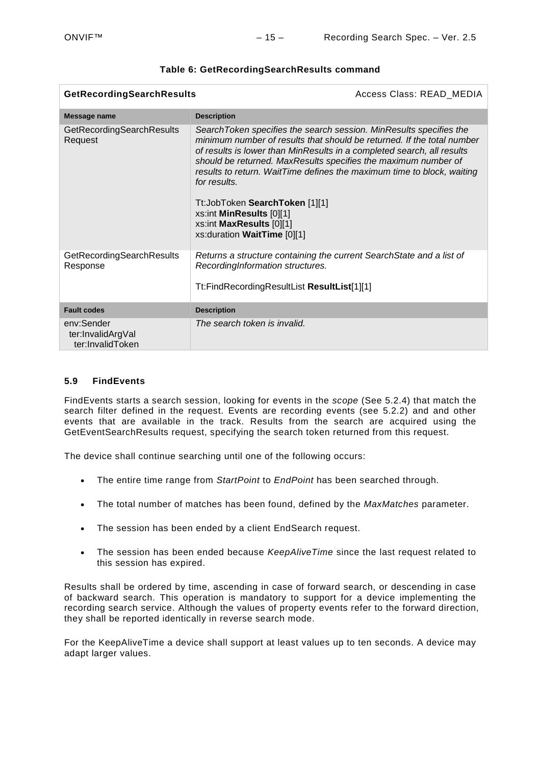**Table 6: GetRecordingSearchResults command**

| **GetRecordingSearchResults** | Access Class: READ_MEDIA |
|---|---|
| **Message name** | **Description** |
| GetRecordingSearchResults Request | *SearchToken specifies the search session. MinResults specifies the minimum number of results that should be returned. If the total number of results is lower than MinResults in a completed search, all results should be returned. MaxResults specifies the maximum number of results to return. WaitTime defines the maximum time to block, waiting for results.*<br><br>Tt:JobToken **SearchToken** [1][1]<br>xs:int **MinResults** [0][1]<br>xs:int **MaxResults** [0][1]<br>xs:duration **WaitTime** [0][1] |
| GetRecordingSearchResults Response | *Returns a structure containing the current SearchState and a list of RecordingInformation structures.*<br><br>Tt:FindRecordingResultList **ResultList**[1][1] |
| **Fault codes** | **Description** |
| env:Sender<br>ter:InvalidArgVal<br>ter:InvalidToken | *The search token is invalid.* |

### 5.9 FindEvents

FindEvents starts a search session, looking for events in the *scope* (See 5.2.4) that match the search filter defined in the request. Events are recording events (see 5.2.2) and and other events that are available in the track. Results from the search are acquired using the GetEventSearchResults request, specifying the search token returned from this request.

The device shall continue searching until one of the following occurs:

- The entire time range from *StartPoint* to *EndPoint* has been searched through.
- The total number of matches has been found, defined by the *MaxMatches* parameter.
- The session has been ended by a client EndSearch request.
- The session has been ended because *KeepAliveTime* since the last request related to this session has expired.

Results shall be ordered by time, ascending in case of forward search, or descending in case of backward search. This operation is mandatory to support for a device implementing the recording search service. Although the values of property events refer to the forward direction, they shall be reported identically in reverse search mode.

For the KeepAliveTime a device shall support at least values up to ten seconds. A device may adapt larger values.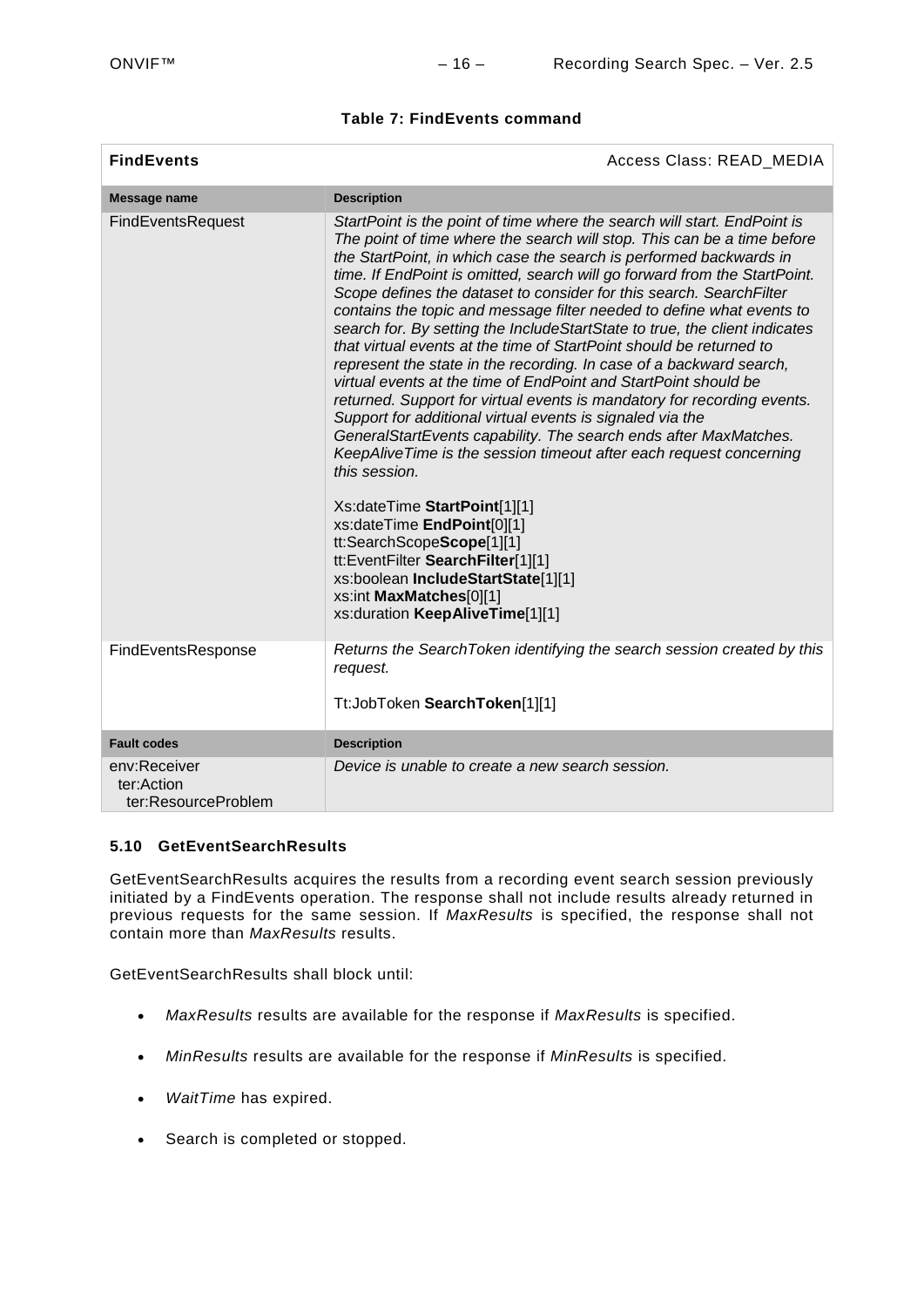**Table 7: FindEvents command**

| **FindEvents** | Access Class: READ_MEDIA |
|---|---|
| **Message name** | **Description** |
| FindEventsRequest | *StartPoint is the point of time where the search will start. EndPoint is The point of time where the search will stop. This can be a time before the StartPoint, in which case the search is performed backwards in time. If EndPoint is omitted, search will go forward from the StartPoint. Scope defines the dataset to consider for this search. SearchFilter contains the topic and message filter needed to define what events to search for. By setting the IncludeStartState to true, the client indicates that virtual events at the time of StartPoint should be returned to represent the state in the recording. In case of a backward search, virtual events at the time of EndPoint and StartPoint should be returned. Support for virtual events is mandatory for recording events. Support for additional virtual events is signaled via the GeneralStartEvents capability. The search ends after MaxMatches. KeepAliveTime is the session timeout after each request concerning this session.*<br><br>Xs:dateTime **StartPoint**[1][1]<br>xs:dateTime **EndPoint**[0][1]<br>tt:SearchScope**Scope**[1][1]<br>tt:EventFilter **SearchFilter**[1][1]<br>xs:boolean **IncludeStartState**[1][1]<br>xs:int **MaxMatches**[0][1]<br>xs:duration **KeepAliveTime**[1][1] |
| FindEventsResponse | *Returns the SearchToken identifying the search session created by this request.*<br><br>Tt:JobToken **SearchToken**[1][1] |
| **Fault codes** | **Description** |
| env:Receiver<br>ter:Action<br>ter:ResourceProblem | *Device is unable to create a new search session.* |

### 5.10 GetEventSearchResults

GetEventSearchResults acquires the results from a recording event search session previously initiated by a FindEvents operation. The response shall not include results already returned in previous requests for the same session. If *MaxResults* is specified, the response shall not contain more than *MaxResults* results.

GetEventSearchResults shall block until:

- *MaxResults* results are available for the response if *MaxResults* is specified.
- *MinResults* results are available for the response if *MinResults* is specified.
- *WaitTime* has expired.
- Search is completed or stopped.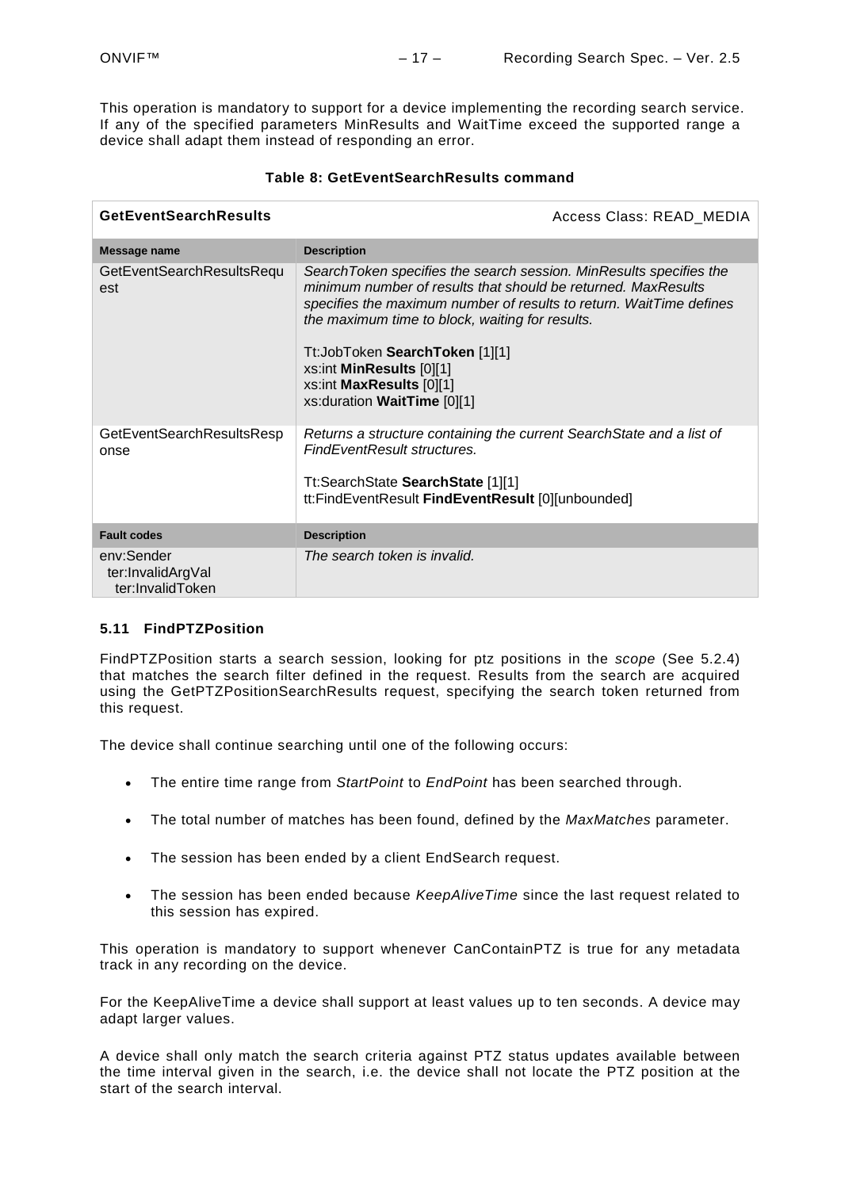This operation is mandatory to support for a device implementing the recording search service. If any of the specified parameters MinResults and WaitTime exceed the supported range a device shall adapt them instead of responding an error.

**Table 8: GetEventSearchResults command**

| **GetEventSearchResults** | Access Class: READ_MEDIA |
|---|---|
| **Message name** | **Description** |
| GetEventSearchResultsRequest | *SearchToken specifies the search session. MinResults specifies the minimum number of results that should be returned. MaxResults specifies the maximum number of results to return. WaitTime defines the maximum time to block, waiting for results.*<br><br>Tt:JobToken **SearchToken** [1][1]<br>xs:int **MinResults** [0][1]<br>xs:int **MaxResults** [0][1]<br>xs:duration **WaitTime** [0][1] |
| GetEventSearchResultsResponse | *Returns a structure containing the current SearchState and a list of FindEventResult structures.*<br><br>Tt:SearchState **SearchState** [1][1]<br>tt:FindEventResult **FindEventResult** [0][unbounded] |
| **Fault codes** | **Description** |
| env:Sender<br>ter:InvalidArgVal<br>ter:InvalidToken | *The search token is invalid.* |

### 5.11 FindPTZPosition

FindPTZPosition starts a search session, looking for ptz positions in the *scope* (See 5.2.4) that matches the search filter defined in the request. Results from the search are acquired using the GetPTZPositionSearchResults request, specifying the search token returned from this request.

The device shall continue searching until one of the following occurs:

- The entire time range from *StartPoint* to *EndPoint* has been searched through.
- The total number of matches has been found, defined by the *MaxMatches* parameter.
- The session has been ended by a client EndSearch request.
- The session has been ended because *KeepAliveTime* since the last request related to this session has expired.

This operation is mandatory to support whenever CanContainPTZ is true for any metadata track in any recording on the device.

For the KeepAliveTime a device shall support at least values up to ten seconds. A device may adapt larger values.

A device shall only match the search criteria against PTZ status updates available between the time interval given in the search, i.e. the device shall not locate the PTZ position at the start of the search interval.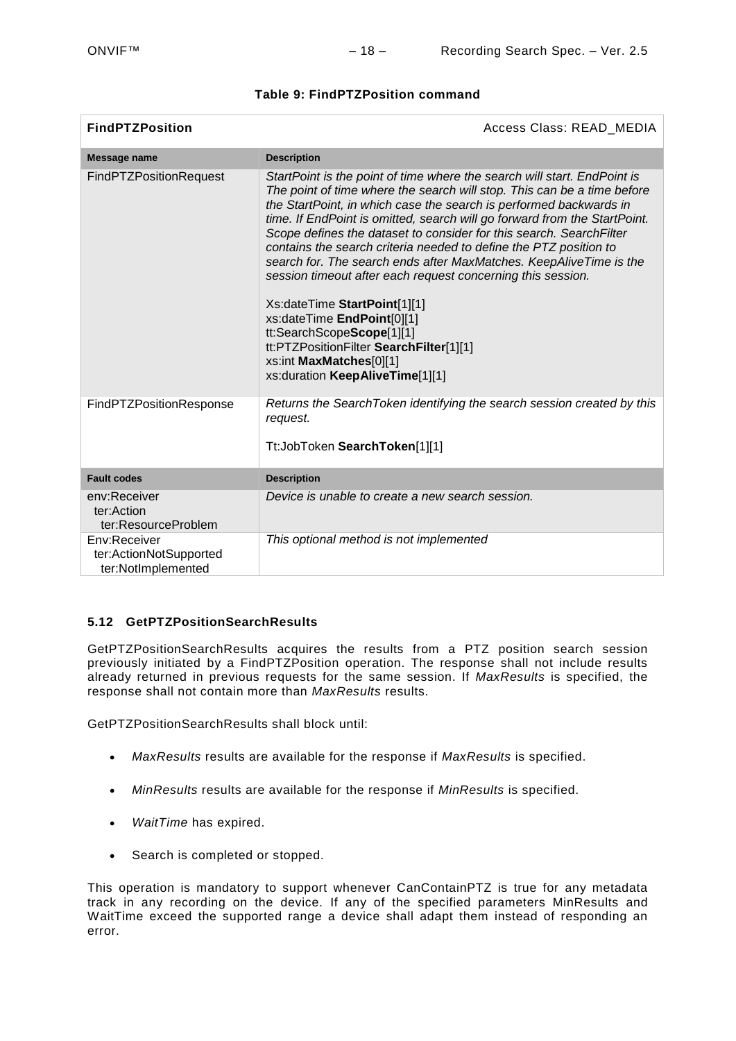**Table 9: FindPTZPosition command**

| **FindPTZPosition** | Access Class: READ_MEDIA |
|---|---|
| **Message name** | **Description** |
| FindPTZPositionRequest | *StartPoint is the point of time where the search will start. EndPoint is The point of time where the search will stop. This can be a time before the StartPoint, in which case the search is performed backwards in time. If EndPoint is omitted, search will go forward from the StartPoint. Scope defines the dataset to consider for this search. SearchFilter contains the search criteria needed to define the PTZ position to search for. The search ends after MaxMatches. KeepAliveTime is the session timeout after each request concerning this session.*<br><br>Xs:dateTime **StartPoint**[1][1]<br>xs:dateTime **EndPoint**[0][1]<br>tt:SearchScope**Scope**[1][1]<br>tt:PTZPositionFilter **SearchFilter**[1][1]<br>xs:int **MaxMatches**[0][1]<br>xs:duration **KeepAliveTime**[1][1] |
| FindPTZPositionResponse | *Returns the SearchToken identifying the search session created by this request.*<br><br>Tt:JobToken **SearchToken**[1][1] |
| **Fault codes** | **Description** |
| env:Receiver<br>ter:Action<br>ter:ResourceProblem | *Device is unable to create a new search session.* |
| Env:Receiver<br>ter:ActionNotSupported<br>ter:NotImplemented | *This optional method is not implemented* |

### 5.12 GetPTZPositionSearchResults

GetPTZPositionSearchResults acquires the results from a PTZ position search session previously initiated by a FindPTZPosition operation. The response shall not include results already returned in previous requests for the same session. If *MaxResults* is specified, the response shall not contain more than *MaxResults* results.

GetPTZPositionSearchResults shall block until:

- *MaxResults* results are available for the response if *MaxResults* is specified.
- *MinResults* results are available for the response if *MinResults* is specified.
- *WaitTime* has expired.
- Search is completed or stopped.

This operation is mandatory to support whenever CanContainPTZ is true for any metadata track in any recording on the device. If any of the specified parameters MinResults and WaitTime exceed the supported range a device shall adapt them instead of responding an error.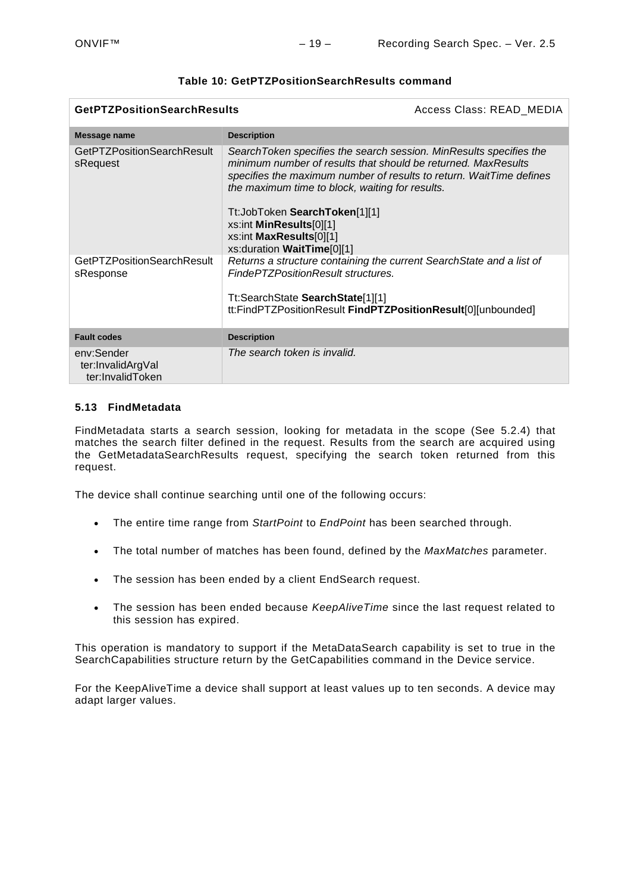**Table 10: GetPTZPositionSearchResults command**

| **GetPTZPositionSearchResults** | Access Class: READ_MEDIA |
|---|---|
| **Message name** | **Description** |
| GetPTZPositionSearchResultsRequest | *SearchToken specifies the search session. MinResults specifies the minimum number of results that should be returned. MaxResults specifies the maximum number of results to return. WaitTime defines the maximum time to block, waiting for results.*<br><br>Tt:JobToken **SearchToken**[1][1]<br>xs:int **MinResults**[0][1]<br>xs:int **MaxResults**[0][1]<br>xs:duration **WaitTime**[0][1] |
| GetPTZPositionSearchResultsResponse | *Returns a structure containing the current SearchState and a list of FindePTZPositionResult structures.*<br><br>Tt:SearchState **SearchState**[1][1]<br>tt:FindPTZPositionResult **FindPTZPositionResult**[0][unbounded] |
| **Fault codes** | **Description** |
| env:Sender<br>ter:InvalidArgVal<br>ter:InvalidToken | *The search token is invalid.* |

### 5.13 FindMetadata

FindMetadata starts a search session, looking for metadata in the scope (See 5.2.4) that matches the search filter defined in the request. Results from the search are acquired using the GetMetadataSearchResults request, specifying the search token returned from this request.

The device shall continue searching until one of the following occurs:

- The entire time range from *StartPoint* to *EndPoint* has been searched through.
- The total number of matches has been found, defined by the *MaxMatches* parameter.
- The session has been ended by a client EndSearch request.
- The session has been ended because *KeepAliveTime* since the last request related to this session has expired.

This operation is mandatory to support if the MetaDataSearch capability is set to true in the SearchCapabilities structure return by the GetCapabilities command in the Device service.

For the KeepAliveTime a device shall support at least values up to ten seconds. A device may adapt larger values.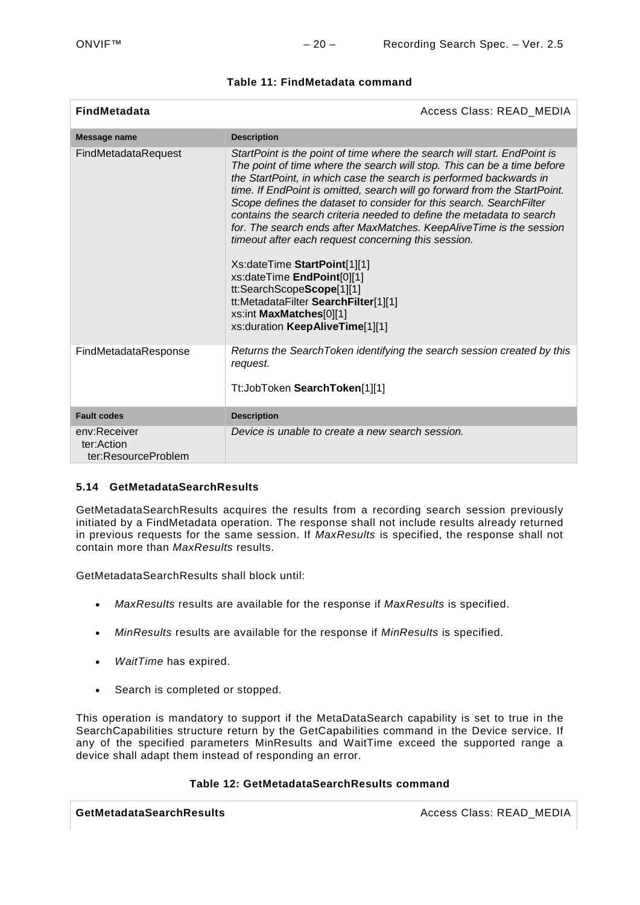**Table 11: FindMetadata command**

| **FindMetadata** | Access Class: READ_MEDIA |
|---|---|
| **Message name** | **Description** |
| FindMetadataRequest | *StartPoint is the point of time where the search will start. EndPoint is The point of time where the search will stop. This can be a time before the StartPoint, in which case the search is performed backwards in time. If EndPoint is omitted, search will go forward from the StartPoint. Scope defines the dataset to consider for this search. SearchFilter contains the search criteria needed to define the metadata to search for. The search ends after MaxMatches. KeepAliveTime is the session timeout after each request concerning this session.*<br><br>Xs:dateTime **StartPoint**[1][1]<br>xs:dateTime **EndPoint**[0][1]<br>tt:SearchScope**Scope**[1][1]<br>tt:MetadataFilter **SearchFilter**[1][1]<br>xs:int **MaxMatches**[0][1]<br>xs:duration **KeepAliveTime**[1][1] |
| FindMetadataResponse | *Returns the SearchToken identifying the search session created by this request.*<br><br>Tt:JobToken **SearchToken**[1][1] |
| **Fault codes** | **Description** |
| env:Receiver<br>ter:Action<br>ter:ResourceProblem | *Device is unable to create a new search session.* |

### 5.14 GetMetadataSearchResults

GetMetadataSearchResults acquires the results from a recording search session previously initiated by a FindMetadata operation. The response shall not include results already returned in previous requests for the same session. If *MaxResults* is specified, the response shall not contain more than *MaxResults* results.

GetMetadataSearchResults shall block until:

- *MaxResults* results are available for the response if *MaxResults* is specified.
- *MinResults* results are available for the response if *MinResults* is specified.
- *WaitTime* has expired.
- Search is completed or stopped.

This operation is mandatory to support if the MetaDataSearch capability is set to true in the SearchCapabilities structure return by the GetCapabilities command in the Device service. If any of the specified parameters MinResults and WaitTime exceed the supported range a device shall adapt them instead of responding an error.

**Table 12: GetMetadataSearchResults command**

| **GetMetadataSearchResults** | Access Class: READ_MEDIA |
|---|---|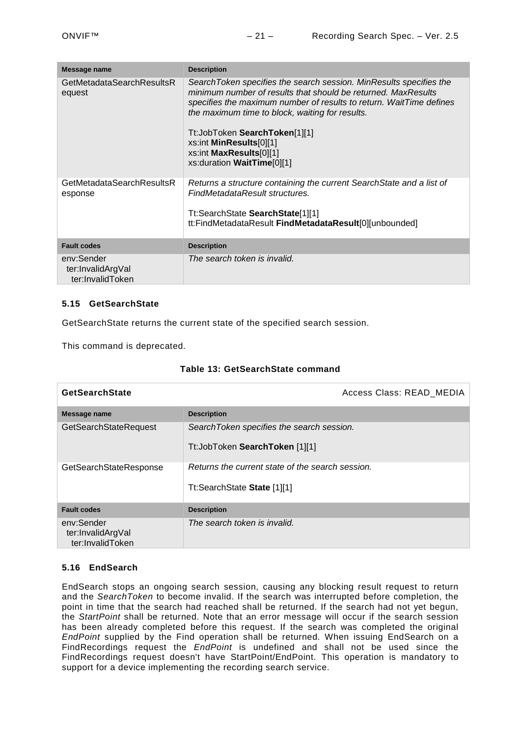| Message name | Description |
|---|---|
| GetMetadataSearchResultsRequest | *SearchToken specifies the search session. MinResults specifies the minimum number of results that should be returned. MaxResults specifies the maximum number of results to return. WaitTime defines the maximum time to block, waiting for results.*<br><br>Tt:JobToken **SearchToken**[1][1]<br>xs:int **MinResults**[0][1]<br>xs:int **MaxResults**[0][1]<br>xs:duration **WaitTime**[0][1] |
| GetMetadataSearchResultsResponse | *Returns a structure containing the current SearchState and a list of FindMetadataResult structures.*<br><br>Tt:SearchState **SearchState**[1][1]<br>tt:FindMetadataResult **FindMetadataResult**[0][unbounded] |
| **Fault codes** | **Description** |
| env:Sender<br>ter:InvalidArgVal<br>ter:InvalidToken | *The search token is invalid.* |

### 5.15 GetSearchState

GetSearchState returns the current state of the specified search session.

This command is deprecated.

**Table 13: GetSearchState command**

| **GetSearchState** | Access Class: READ_MEDIA |
|---|---|
| **Message name** | **Description** |
| GetSearchStateRequest | *SearchToken specifies the search session.*<br><br>Tt:JobToken **SearchToken** [1][1] |
| GetSearchStateResponse | *Returns the current state of the search session.*<br><br>Tt:SearchState **State** [1][1] |
| **Fault codes** | **Description** |
| env:Sender<br>ter:InvalidArgVal<br>ter:InvalidToken | *The search token is invalid.* |

### 5.16 EndSearch

EndSearch stops an ongoing search session, causing any blocking result request to return and the *SearchToken* to become invalid. If the search was interrupted before completion, the point in time that the search had reached shall be returned. If the search had not yet begun, the *StartPoint* shall be returned. Note that an error message will occur if the search session has been already completed before this request. If the search was completed the original *EndPoint* supplied by the Find operation shall be returned. When issuing EndSearch on a FindRecordings request the *EndPoint* is undefined and shall not be used since the FindRecordings request doesn't have StartPoint/EndPoint. This operation is mandatory to support for a device implementing the recording search service.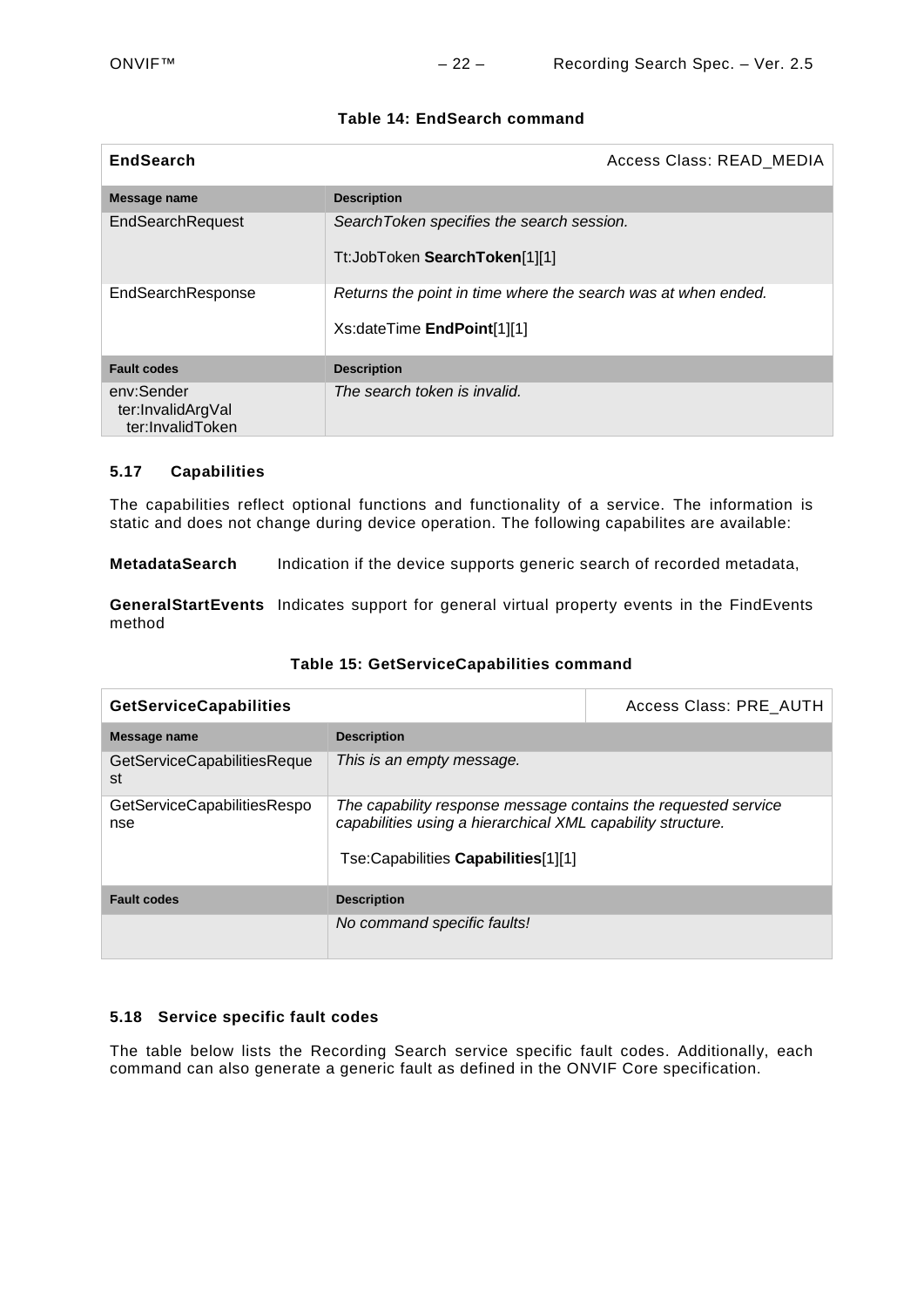**Table 14: EndSearch command**

| **EndSearch** | Access Class: READ_MEDIA |
|---|---|
| **Message name** | **Description** |
| EndSearchRequest | *SearchToken specifies the search session.*<br><br>Tt:JobToken **SearchToken**[1][1] |
| EndSearchResponse | *Returns the point in time where the search was at when ended.*<br><br>Xs:dateTime **EndPoint**[1][1] |
| **Fault codes** | **Description** |
| env:Sender<br>ter:InvalidArgVal<br>ter:InvalidToken | *The search token is invalid.* |

### 5.17 Capabilities

The capabilities reflect optional functions and functionality of a service. The information is static and does not change during device operation. The following capabilites are available:

**MetadataSearch** Indication if the device supports generic search of recorded metadata,

**GeneralStartEvents** Indicates support for general virtual property events in the FindEvents method

**Table 15: GetServiceCapabilities command**

| **GetServiceCapabilities** | | Access Class: PRE_AUTH |
|---|---|---|
| **Message name** | **Description** | |
| GetServiceCapabilitiesRequest | *This is an empty message.* | |
| GetServiceCapabilitiesResponse | *The capability response message contains the requested service capabilities using a hierarchical XML capability structure.*<br><br>Tse:Capabilities **Capabilities**[1][1] | |
| **Fault codes** | **Description** | |
| | *No command specific faults!* | |

### 5.18 Service specific fault codes

The table below lists the Recording Search service specific fault codes. Additionally, each command can also generate a generic fault as defined in the ONVIF Core specification.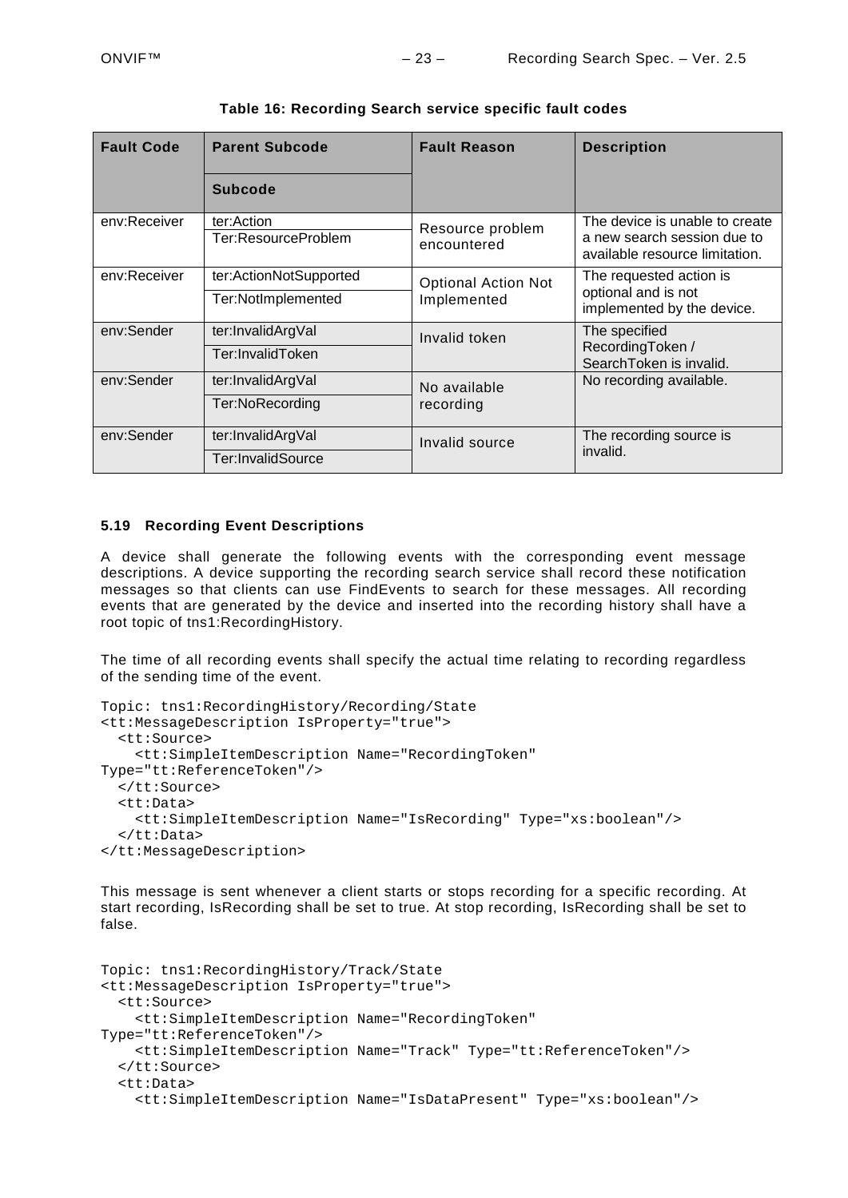**Table 16: Recording Search service specific fault codes**

| Fault Code | Parent Subcode<br>Subcode | Fault Reason | Description |
|---|---|---|---|
| env:Receiver | ter:Action<br>Ter:ResourceProblem | Resource problem encountered | The device is unable to create a new search session due to available resource limitation. |
| env:Receiver | ter:ActionNotSupported<br>Ter:NotImplemented | Optional Action Not Implemented | The requested action is optional and is not implemented by the device. |
| env:Sender | ter:InvalidArgVal<br>Ter:InvalidToken | Invalid token | The specified RecordingToken / SearchToken is invalid. |
| env:Sender | ter:InvalidArgVal<br>Ter:NoRecording | No available recording | No recording available. |
| env:Sender | ter:InvalidArgVal<br>Ter:InvalidSource | Invalid source | The recording source is invalid. |

### 5.19 Recording Event Descriptions

A device shall generate the following events with the corresponding event message descriptions. A device supporting the recording search service shall record these notification messages so that clients can use FindEvents to search for these messages. All recording events that are generated by the device and inserted into the recording history shall have a root topic of tns1:RecordingHistory.

The time of all recording events shall specify the actual time relating to recording regardless of the sending time of the event.

```
Topic: tns1:RecordingHistory/Recording/State
<tt:MessageDescription IsProperty="true">
  <tt:Source>
    <tt:SimpleItemDescription Name="RecordingToken"
Type="tt:ReferenceToken"/>
  </tt:Source>
  <tt:Data>
    <tt:SimpleItemDescription Name="IsRecording" Type="xs:boolean"/>
  </tt:Data>
</tt:MessageDescription>
```

This message is sent whenever a client starts or stops recording for a specific recording. At start recording, IsRecording shall be set to true. At stop recording, IsRecording shall be set to false.

```
Topic: tns1:RecordingHistory/Track/State
<tt:MessageDescription IsProperty="true">
  <tt:Source>
    <tt:SimpleItemDescription Name="RecordingToken"
Type="tt:ReferenceToken"/>
    <tt:SimpleItemDescription Name="Track" Type="tt:ReferenceToken"/>
  </tt:Source>
  <tt:Data>
    <tt:SimpleItemDescription Name="IsDataPresent" Type="xs:boolean"/>
```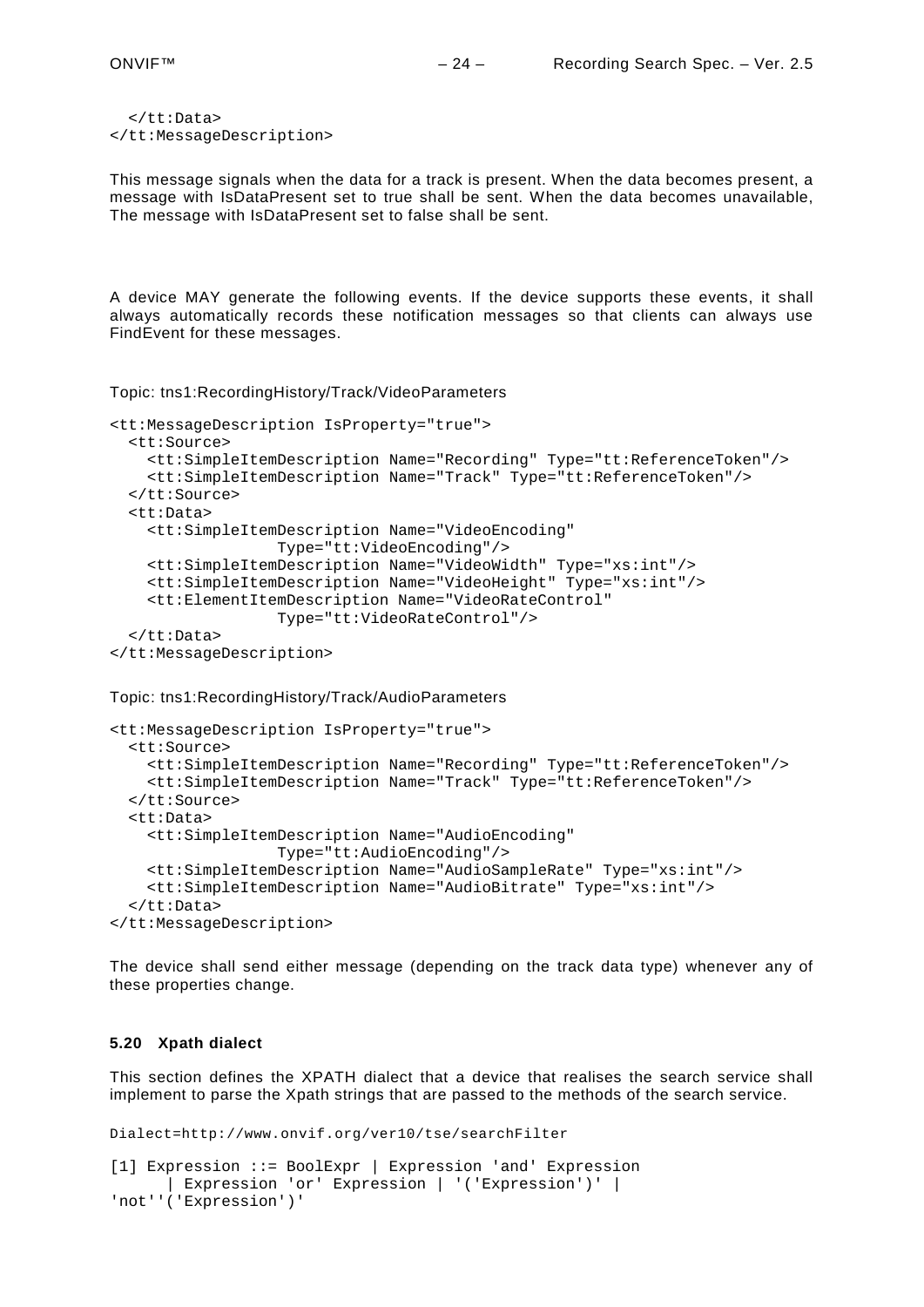```
  </tt:Data>
</tt:MessageDescription>
```

This message signals when the data for a track is present. When the data becomes present, a message with IsDataPresent set to true shall be sent. When the data becomes unavailable, The message with IsDataPresent set to false shall be sent.

A device MAY generate the following events. If the device supports these events, it shall always automatically records these notification messages so that clients can always use FindEvent for these messages.

Topic: tns1:RecordingHistory/Track/VideoParameters

```
<tt:MessageDescription IsProperty="true">
  <tt:Source>
    <tt:SimpleItemDescription Name="Recording" Type="tt:ReferenceToken"/>
    <tt:SimpleItemDescription Name="Track" Type="tt:ReferenceToken"/>
  </tt:Source>
  <tt:Data>
    <tt:SimpleItemDescription Name="VideoEncoding"
                 Type="tt:VideoEncoding"/>
    <tt:SimpleItemDescription Name="VideoWidth" Type="xs:int"/>
    <tt:SimpleItemDescription Name="VideoHeight" Type="xs:int"/>
    <tt:ElementItemDescription Name="VideoRateControl"
                 Type="tt:VideoRateControl"/>
  </tt:Data>
</tt:MessageDescription>
```

Topic: tns1:RecordingHistory/Track/AudioParameters

```
<tt:MessageDescription IsProperty="true">
  <tt:Source>
    <tt:SimpleItemDescription Name="Recording" Type="tt:ReferenceToken"/>
    <tt:SimpleItemDescription Name="Track" Type="tt:ReferenceToken"/>
  </tt:Source>
  <tt:Data>
    <tt:SimpleItemDescription Name="AudioEncoding"
                 Type="tt:AudioEncoding"/>
    <tt:SimpleItemDescription Name="AudioSampleRate" Type="xs:int"/>
    <tt:SimpleItemDescription Name="AudioBitrate" Type="xs:int"/>
  </tt:Data>
</tt:MessageDescription>
```

The device shall send either message (depending on the track data type) whenever any of these properties change.

### 5.20 Xpath dialect

This section defines the XPATH dialect that a device that realises the search service shall implement to parse the Xpath strings that are passed to the methods of the search service.

```
Dialect=http://www.onvif.org/ver10/tse/searchFilter

[1] Expression ::= BoolExpr | Expression 'and' Expression
      | Expression 'or' Expression | '('Expression')' |
'not''('Expression')'
```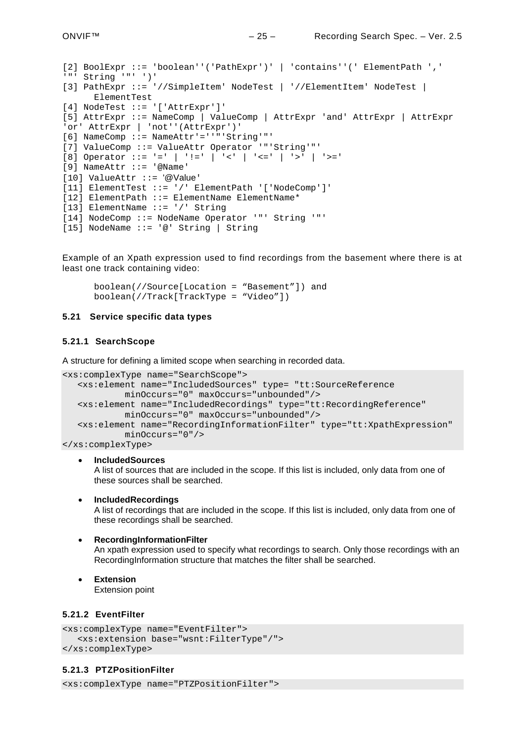```
[2] BoolExpr ::= 'boolean''('PathExpr')' | 'contains''(' ElementPath ','
'"' String '"' ')'
[3] PathExpr ::= '//SimpleItem' NodeTest | '//ElementItem' NodeTest |
      ElementTest
[4] NodeTest ::= '['AttrExpr']'
[5] AttrExpr ::= NameComp | ValueComp | AttrExpr 'and' AttrExpr | AttrExpr
'or' AttrExpr | 'not''('AttrExpr')'
[6] NameComp ::= NameAttr'=''"'String'"'
[7] ValueComp ::= ValueAttr Operator '"'String'"'
[8] Operator ::= '=' | '!=' | '<' | '<=' | '>' | '>='
[9] NameAttr ::= '@Name'
[10] ValueAttr ::= '@Value'
[11] ElementTest ::= '/' ElementPath '['NodeComp']'
[12] ElementPath ::= ElementName ElementName*
[13] ElementName ::= '/' String
[14] NodeComp ::= NodeName Operator '"' String '"'
[15] NodeName ::= '@' String | String
```

Example of an Xpath expression used to find recordings from the basement where there is at least one track containing video:

```
boolean(//Source[Location = "Basement"]) and
boolean(//Track[TrackType = "Video"])
```

### 5.21 Service specific data types

#### 5.21.1 SearchScope

A structure for defining a limited scope when searching in recorded data.

```
<xs:complexType name="SearchScope">
   <xs:element name="IncludedSources" type= "tt:SourceReference
           minOccurs="0" maxOccurs="unbounded"/>
   <xs:element name="IncludedRecordings" type="tt:RecordingReference"
           minOccurs="0" maxOccurs="unbounded"/>
   <xs:element name="RecordingInformationFilter" type="tt:XpathExpression"
           minOccurs="0"/>
</xs:complexType>
```

- **IncludedSources**
  A list of sources that are included in the scope. If this list is included, only data from one of these sources shall be searched.

- **IncludedRecordings**
  A list of recordings that are included in the scope. If this list is included, only data from one of these recordings shall be searched.

- **RecordingInformationFilter**
  An xpath expression used to specify what recordings to search. Only those recordings with an RecordingInformation structure that matches the filter shall be searched.

- **Extension**
  Extension point

#### 5.21.2 EventFilter

```
<xs:complexType name="EventFilter">
   <xs:extension base="wsnt:FilterType"/">
</xs:complexType>
```

#### 5.21.3 PTZPositionFilter

```
<xs:complexType name="PTZPositionFilter">
```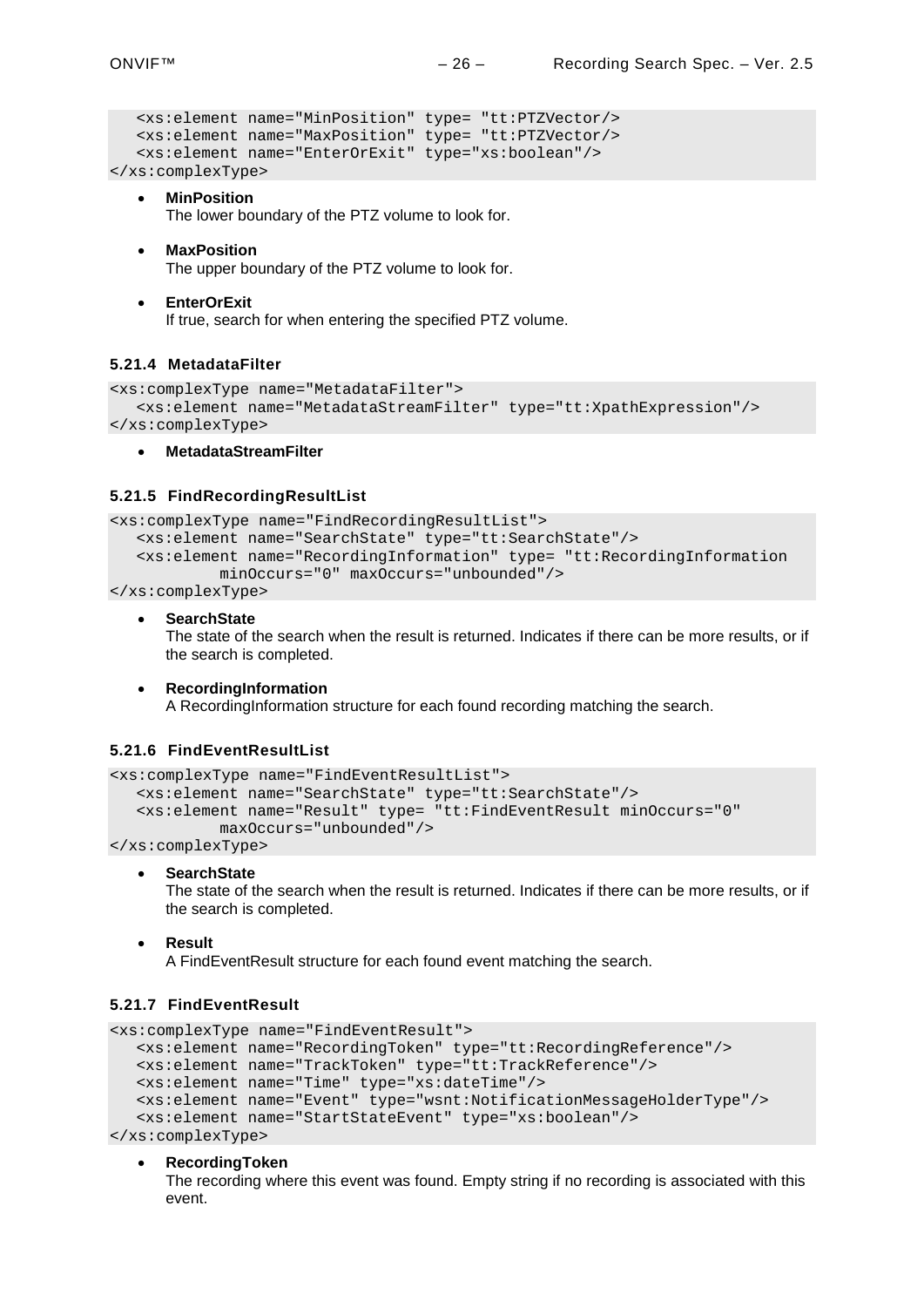```
   <xs:element name="MinPosition" type= "tt:PTZVector/>
   <xs:element name="MaxPosition" type= "tt:PTZVector/>
   <xs:element name="EnterOrExit" type="xs:boolean"/>
</xs:complexType>
```

- **MinPosition**
  The lower boundary of the PTZ volume to look for.

- **MaxPosition**
  The upper boundary of the PTZ volume to look for.

- **EnterOrExit**
  If true, search for when entering the specified PTZ volume.

#### 5.21.4 MetadataFilter

```
<xs:complexType name="MetadataFilter">
   <xs:element name="MetadataStreamFilter" type="tt:XpathExpression"/>
</xs:complexType>
```

- **MetadataStreamFilter**

#### 5.21.5 FindRecordingResultList

```
<xs:complexType name="FindRecordingResultList">
   <xs:element name="SearchState" type="tt:SearchState"/>
   <xs:element name="RecordingInformation" type= "tt:RecordingInformation
         minOccurs="0" maxOccurs="unbounded"/>
</xs:complexType>
```

- **SearchState**
  The state of the search when the result is returned. Indicates if there can be more results, or if the search is completed.

- **RecordingInformation**
  A RecordingInformation structure for each found recording matching the search.

#### 5.21.6 FindEventResultList

```
<xs:complexType name="FindEventResultList">
   <xs:element name="SearchState" type="tt:SearchState"/>
   <xs:element name="Result" type= "tt:FindEventResult minOccurs="0"
         maxOccurs="unbounded"/>
</xs:complexType>
```

- **SearchState**
  The state of the search when the result is returned. Indicates if there can be more results, or if the search is completed.

- **Result**
  A FindEventResult structure for each found event matching the search.

#### 5.21.7 FindEventResult

```
<xs:complexType name="FindEventResult">
   <xs:element name="RecordingToken" type="tt:RecordingReference"/>
   <xs:element name="TrackToken" type="tt:TrackReference"/>
   <xs:element name="Time" type="xs:dateTime"/>
   <xs:element name="Event" type="wsnt:NotificationMessageHolderType"/>
   <xs:element name="StartStateEvent" type="xs:boolean"/>
</xs:complexType>
```

- **RecordingToken**
  The recording where this event was found. Empty string if no recording is associated with this event.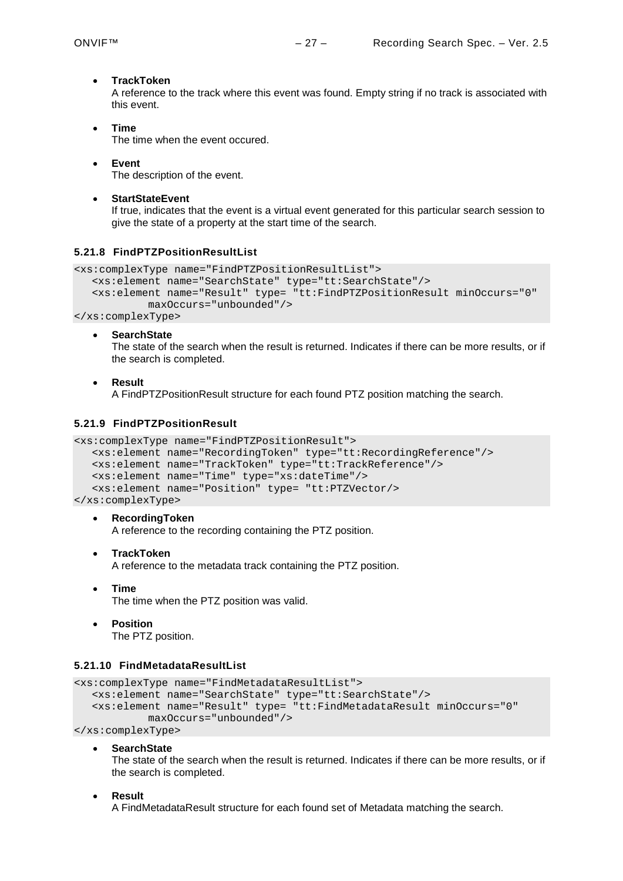- **TrackToken**
  A reference to the track where this event was found. Empty string if no track is associated with this event.

- **Time**
  The time when the event occured.

- **Event**
  The description of the event.

- **StartStateEvent**
  If true, indicates that the event is a virtual event generated for this particular search session to give the state of a property at the start time of the search.

### 5.21.8 FindPTZPositionResultList

```
<xs:complexType name="FindPTZPositionResultList">
   <xs:element name="SearchState" type="tt:SearchState"/>
   <xs:element name="Result" type= "tt:FindPTZPositionResult minOccurs="0"
            maxOccurs="unbounded"/>
</xs:complexType>
```

- **SearchState**
  The state of the search when the result is returned. Indicates if there can be more results, or if the search is completed.

- **Result**
  A FindPTZPositionResult structure for each found PTZ position matching the search.

### 5.21.9 FindPTZPositionResult

```
<xs:complexType name="FindPTZPositionResult">
   <xs:element name="RecordingToken" type="tt:RecordingReference"/>
   <xs:element name="TrackToken" type="tt:TrackReference"/>
   <xs:element name="Time" type="xs:dateTime"/>
   <xs:element name="Position" type= "tt:PTZVector/>
</xs:complexType>
```

- **RecordingToken**
  A reference to the recording containing the PTZ position.

- **TrackToken**
  A reference to the metadata track containing the PTZ position.

- **Time**
  The time when the PTZ position was valid.

- **Position**
  The PTZ position.

### 5.21.10 FindMetadataResultList

```
<xs:complexType name="FindMetadataResultList">
   <xs:element name="SearchState" type="tt:SearchState"/>
   <xs:element name="Result" type= "tt:FindMetadataResult minOccurs="0"
            maxOccurs="unbounded"/>
</xs:complexType>
```

- **SearchState**
  The state of the search when the result is returned. Indicates if there can be more results, or if the search is completed.

- **Result**
  A FindMetadataResult structure for each found set of Metadata matching the search.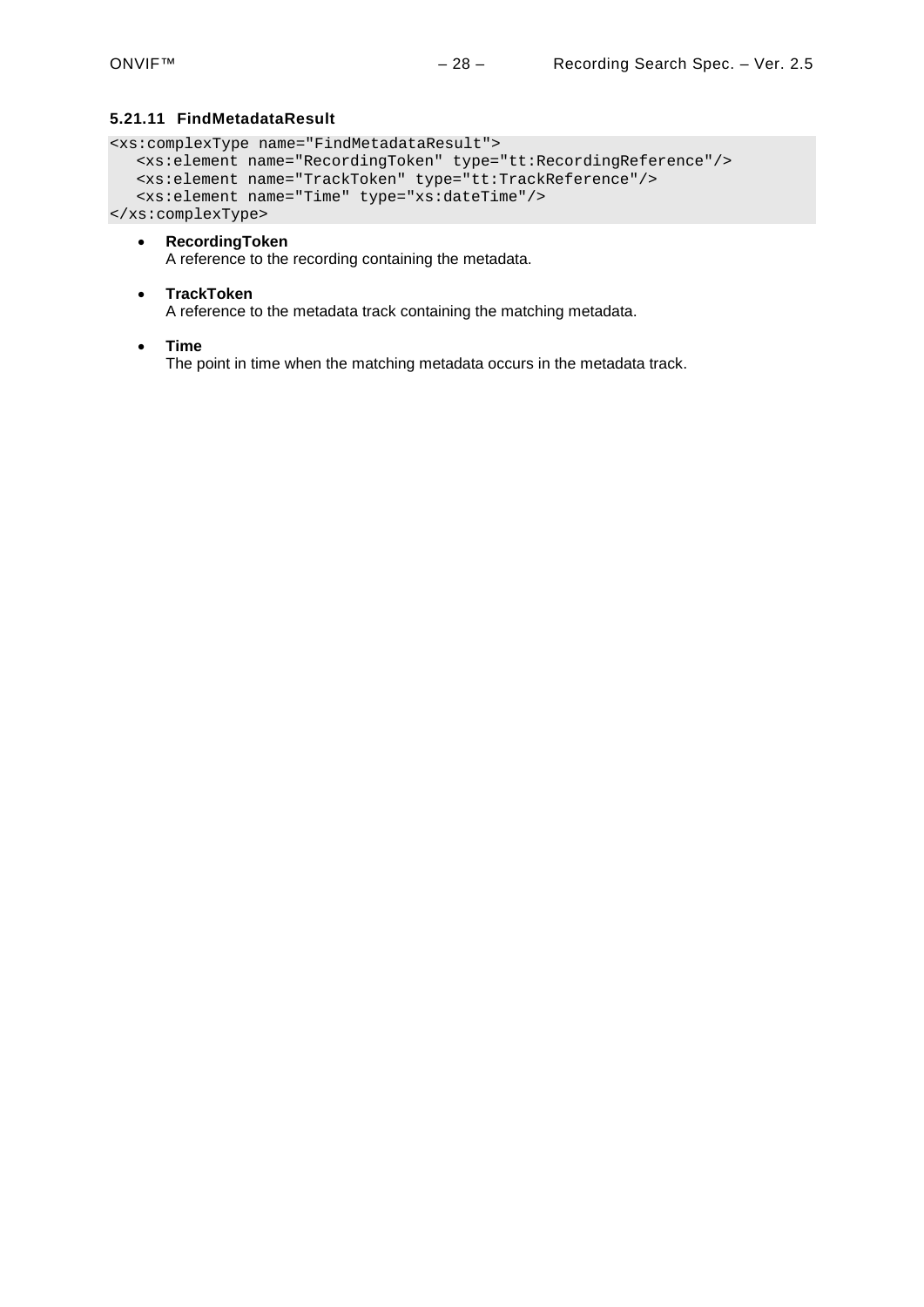#### 5.21.11 FindMetadataResult

```
<xs:complexType name="FindMetadataResult">
   <xs:element name="RecordingToken" type="tt:RecordingReference"/>
   <xs:element name="TrackToken" type="tt:TrackReference"/>
   <xs:element name="Time" type="xs:dateTime"/>
</xs:complexType>
```

- **RecordingToken**
  A reference to the recording containing the metadata.

- **TrackToken**
  A reference to the metadata track containing the matching metadata.

- **Time**
  The point in time when the matching metadata occurs in the metadata track.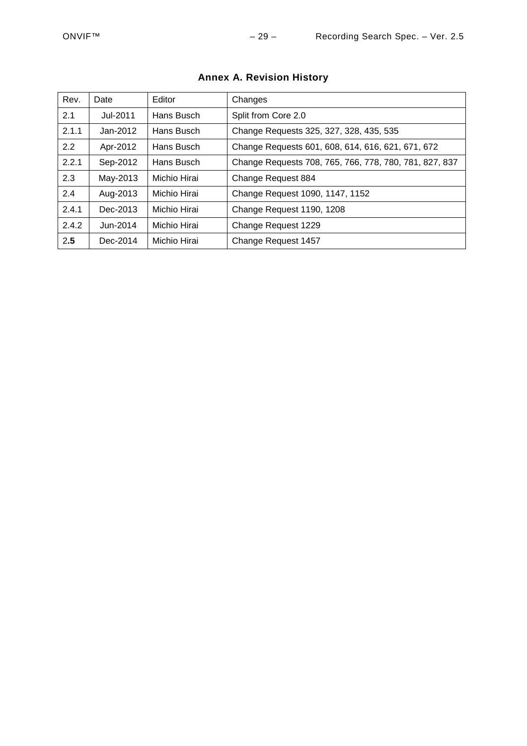# Annex A. Revision History

| Rev. | Date | Editor | Changes |
|---|---|---|---|
| 2.1 | Jul-2011 | Hans Busch | Split from Core 2.0 |
| 2.1.1 | Jan-2012 | Hans Busch | Change Requests 325, 327, 328, 435, 535 |
| 2.2 | Apr-2012 | Hans Busch | Change Requests 601, 608, 614, 616, 621, 671, 672 |
| 2.2.1 | Sep-2012 | Hans Busch | Change Requests 708, 765, 766, 778, 780, 781, 827, 837 |
| 2.3 | May-2013 | Michio Hirai | Change Request 884 |
| 2.4 | Aug-2013 | Michio Hirai | Change Request 1090, 1147, 1152 |
| 2.4.1 | Dec-2013 | Michio Hirai | Change Request 1190, 1208 |
| 2.4.2 | Jun-2014 | Michio Hirai | Change Request 1229 |
| 2**.5** | Dec-2014 | Michio Hirai | Change Request 1457 |